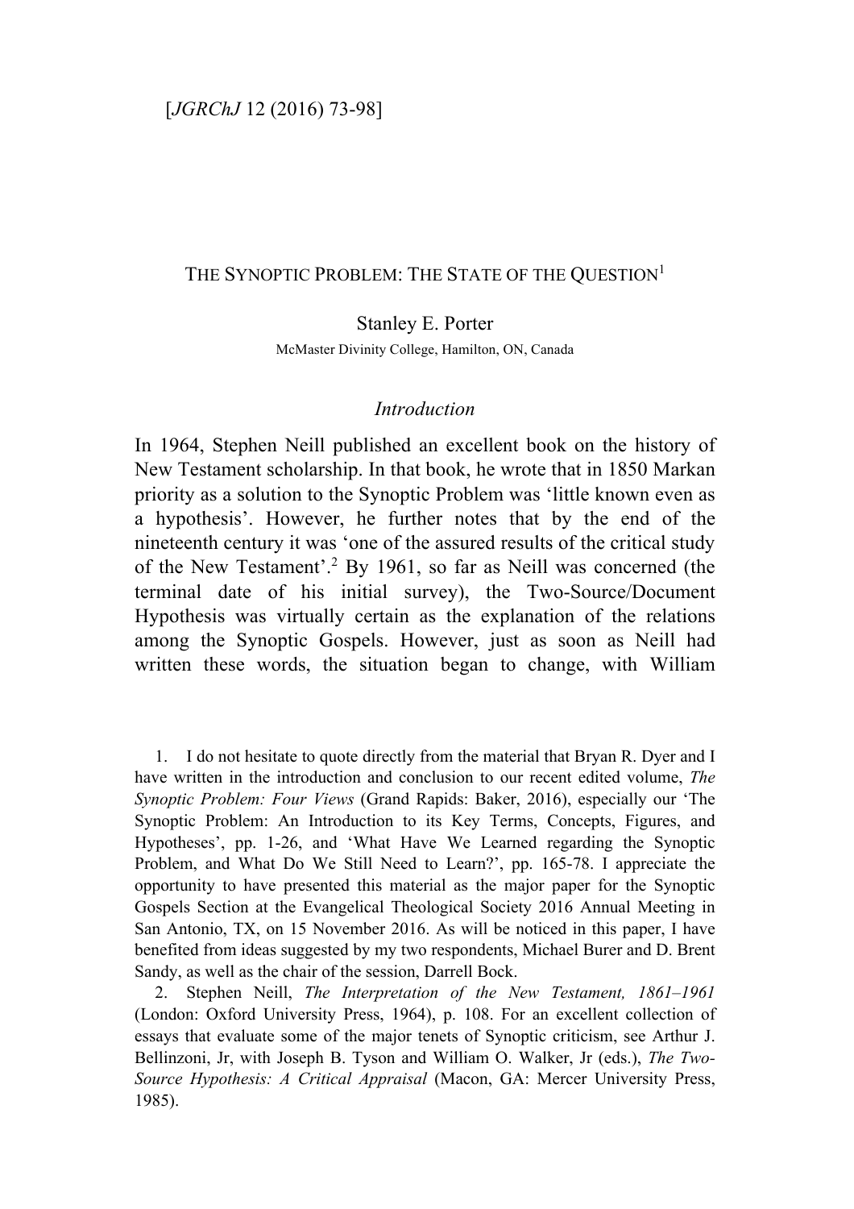# The Synoptic Problem: The State of the Question[1]

Stanley E. Porter

McMaster Divinity College, Hamilton, ON, Canada

## Introduction

In 1964, Stephen Neill published an excellent book on the history of New Testament scholarship. In that book, he wrote that in 1850 Markan priority as a solution to the Synoptic Problem was 'little known even as a hypothesis'. However, he further notes that by the end of the nineteenth century it was 'one of the assured results of the critical study of the New Testament'.[2] By 1961, so far as Neill was concerned (the terminal date of his initial survey), the Two-Source/Document Hypothesis was virtually certain as the explanation of the relations among the Synoptic Gospels. However, just as soon as Neill had written these words, the situation began to change, with William

1. I do not hesitate to quote directly from the material that Bryan R. Dyer and I have written in the introduction and conclusion to our recent edited volume, *The Synoptic Problem: Four Views* (Grand Rapids: Baker, 2016), especially our 'The Synoptic Problem: An Introduction to its Key Terms, Concepts, Figures, and Hypotheses', pp. 1-26, and 'What Have We Learned regarding the Synoptic Problem, and What Do We Still Need to Learn?', pp. 165-78. I appreciate the opportunity to have presented this material as the major paper for the Synoptic Gospels Section at the Evangelical Theological Society 2016 Annual Meeting in San Antonio, TX, on 15 November 2016. As will be noticed in this paper, I have benefited from ideas suggested by my two respondents, Michael Burer and D. Brent Sandy, as well as the chair of the session, Darrell Bock.

2. Stephen Neill, *The Interpretation of the New Testament, 1861–1961* (London: Oxford University Press, 1964), p. 108. For an excellent collection of essays that evaluate some of the major tenets of Synoptic criticism, see Arthur J. Bellinzoni, Jr, with Joseph B. Tyson and William O. Walker, Jr (eds.), *The Two-Source Hypothesis: A Critical Appraisal* (Macon, GA: Mercer University Press, 1985).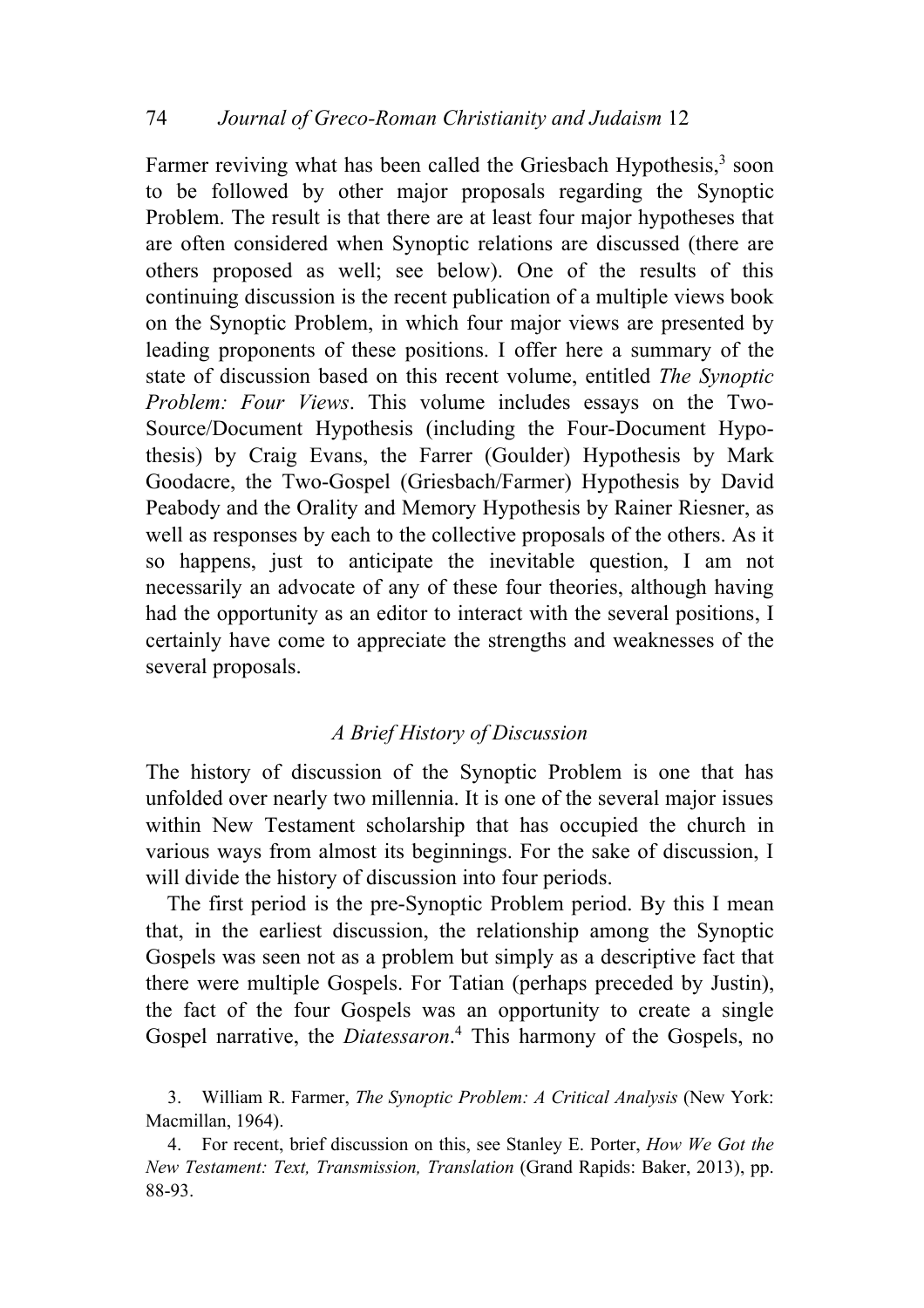Farmer reviving what has been called the Griesbach Hypothesis,[3] soon to be followed by other major proposals regarding the Synoptic Problem. The result is that there are at least four major hypotheses that are often considered when Synoptic relations are discussed (there are others proposed as well; see below). One of the results of this continuing discussion is the recent publication of a multiple views book on the Synoptic Problem, in which four major views are presented by leading proponents of these positions. I offer here a summary of the state of discussion based on this recent volume, entitled *The Synoptic Problem: Four Views*. This volume includes essays on the Two-Source/Document Hypothesis (including the Four-Document Hypothesis) by Craig Evans, the Farrer (Goulder) Hypothesis by Mark Goodacre, the Two-Gospel (Griesbach/Farmer) Hypothesis by David Peabody and the Orality and Memory Hypothesis by Rainer Riesner, as well as responses by each to the collective proposals of the others. As it so happens, just to anticipate the inevitable question, I am not necessarily an advocate of any of these four theories, although having had the opportunity as an editor to interact with the several positions, I certainly have come to appreciate the strengths and weaknesses of the several proposals.

## *A Brief History of Discussion*

The history of discussion of the Synoptic Problem is one that has unfolded over nearly two millennia. It is one of the several major issues within New Testament scholarship that has occupied the church in various ways from almost its beginnings. For the sake of discussion, I will divide the history of discussion into four periods.

The first period is the pre-Synoptic Problem period. By this I mean that, in the earliest discussion, the relationship among the Synoptic Gospels was seen not as a problem but simply as a descriptive fact that there were multiple Gospels. For Tatian (perhaps preceded by Justin), the fact of the four Gospels was an opportunity to create a single Gospel narrative, the *Diatessaron*.[4] This harmony of the Gospels, no

3. William R. Farmer, *The Synoptic Problem: A Critical Analysis* (New York: Macmillan, 1964).

4. For recent, brief discussion on this, see Stanley E. Porter, *How We Got the New Testament: Text, Transmission, Translation* (Grand Rapids: Baker, 2013), pp. 88-93.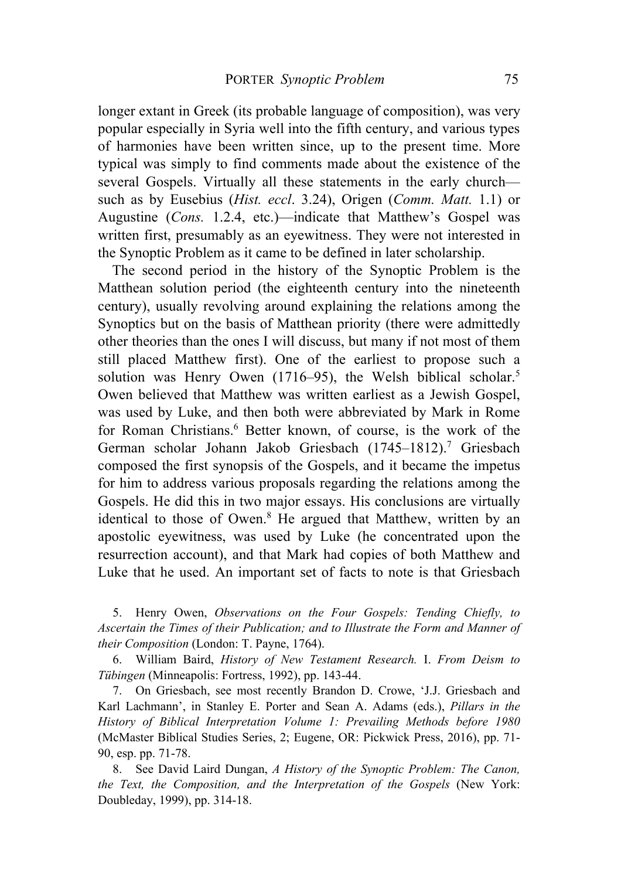longer extant in Greek (its probable language of composition), was very popular especially in Syria well into the fifth century, and various types of harmonies have been written since, up to the present time. More typical was simply to find comments made about the existence of the several Gospels. Virtually all these statements in the early church—such as by Eusebius (*Hist. eccl*. 3.24), Origen (*Comm. Matt.* 1.1) or Augustine (*Cons.* 1.2.4, etc.)—indicate that Matthew's Gospel was written first, presumably as an eyewitness. They were not interested in the Synoptic Problem as it came to be defined in later scholarship.

The second period in the history of the Synoptic Problem is the Matthean solution period (the eighteenth century into the nineteenth century), usually revolving around explaining the relations among the Synoptics but on the basis of Matthean priority (there were admittedly other theories than the ones I will discuss, but many if not most of them still placed Matthew first). One of the earliest to propose such a solution was Henry Owen (1716–95), the Welsh biblical scholar.[5] Owen believed that Matthew was written earliest as a Jewish Gospel, was used by Luke, and then both were abbreviated by Mark in Rome for Roman Christians.[6] Better known, of course, is the work of the German scholar Johann Jakob Griesbach (1745–1812).[7] Griesbach composed the first synopsis of the Gospels, and it became the impetus for him to address various proposals regarding the relations among the Gospels. He did this in two major essays. His conclusions are virtually identical to those of Owen.[8] He argued that Matthew, written by an apostolic eyewitness, was used by Luke (he concentrated upon the resurrection account), and that Mark had copies of both Matthew and Luke that he used. An important set of facts to note is that Griesbach

5. Henry Owen, *Observations on the Four Gospels: Tending Chiefly, to Ascertain the Times of their Publication; and to Illustrate the Form and Manner of their Composition* (London: T. Payne, 1764).

6. William Baird, *History of New Testament Research.* I. *From Deism to Tübingen* (Minneapolis: Fortress, 1992), pp. 143-44.

7. On Griesbach, see most recently Brandon D. Crowe, 'J.J. Griesbach and Karl Lachmann', in Stanley E. Porter and Sean A. Adams (eds.), *Pillars in the History of Biblical Interpretation Volume 1: Prevailing Methods before 1980* (McMaster Biblical Studies Series, 2; Eugene, OR: Pickwick Press, 2016), pp. 71-90, esp. pp. 71-78.

8. See David Laird Dungan, *A History of the Synoptic Problem: The Canon, the Text, the Composition, and the Interpretation of the Gospels* (New York: Doubleday, 1999), pp. 314-18.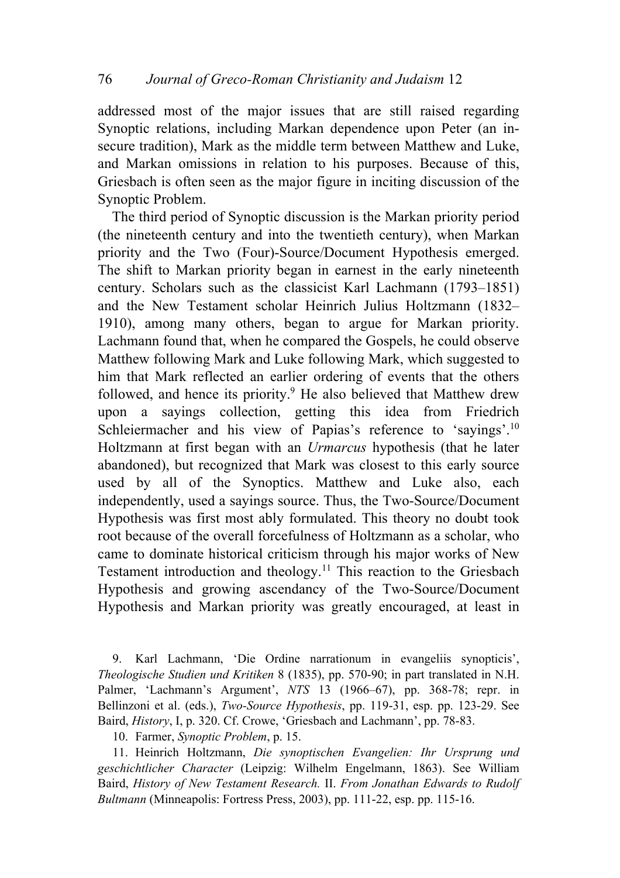addressed most of the major issues that are still raised regarding Synoptic relations, including Markan dependence upon Peter (an insecure tradition), Mark as the middle term between Matthew and Luke, and Markan omissions in relation to his purposes. Because of this, Griesbach is often seen as the major figure in inciting discussion of the Synoptic Problem.

The third period of Synoptic discussion is the Markan priority period (the nineteenth century and into the twentieth century), when Markan priority and the Two (Four)-Source/Document Hypothesis emerged. The shift to Markan priority began in earnest in the early nineteenth century. Scholars such as the classicist Karl Lachmann (1793–1851) and the New Testament scholar Heinrich Julius Holtzmann (1832–1910), among many others, began to argue for Markan priority. Lachmann found that, when he compared the Gospels, he could observe Matthew following Mark and Luke following Mark, which suggested to him that Mark reflected an earlier ordering of events that the others followed, and hence its priority.[9] He also believed that Matthew drew upon a sayings collection, getting this idea from Friedrich Schleiermacher and his view of Papias's reference to 'sayings'.[10] Holtzmann at first began with an *Urmarcus* hypothesis (that he later abandoned), but recognized that Mark was closest to this early source used by all of the Synoptics. Matthew and Luke also, each independently, used a sayings source. Thus, the Two-Source/Document Hypothesis was first most ably formulated. This theory no doubt took root because of the overall forcefulness of Holtzmann as a scholar, who came to dominate historical criticism through his major works of New Testament introduction and theology.[11] This reaction to the Griesbach Hypothesis and growing ascendancy of the Two-Source/Document Hypothesis and Markan priority was greatly encouraged, at least in

9. Karl Lachmann, 'Die Ordine narrationum in evangeliis synopticis', *Theologische Studien und Kritiken* 8 (1835), pp. 570-90; in part translated in N.H. Palmer, 'Lachmann's Argument', *NTS* 13 (1966–67), pp. 368-78; repr. in Bellinzoni et al. (eds.), *Two-Source Hypothesis*, pp. 119-31, esp. pp. 123-29. See Baird, *History*, I, p. 320. Cf. Crowe, 'Griesbach and Lachmann', pp. 78-83.

10. Farmer, *Synoptic Problem*, p. 15.

11. Heinrich Holtzmann, *Die synoptischen Evangelien: Ihr Ursprung und geschichtlicher Character* (Leipzig: Wilhelm Engelmann, 1863). See William Baird, *History of New Testament Research.* II. *From Jonathan Edwards to Rudolf Bultmann* (Minneapolis: Fortress Press, 2003), pp. 111-22, esp. pp. 115-16.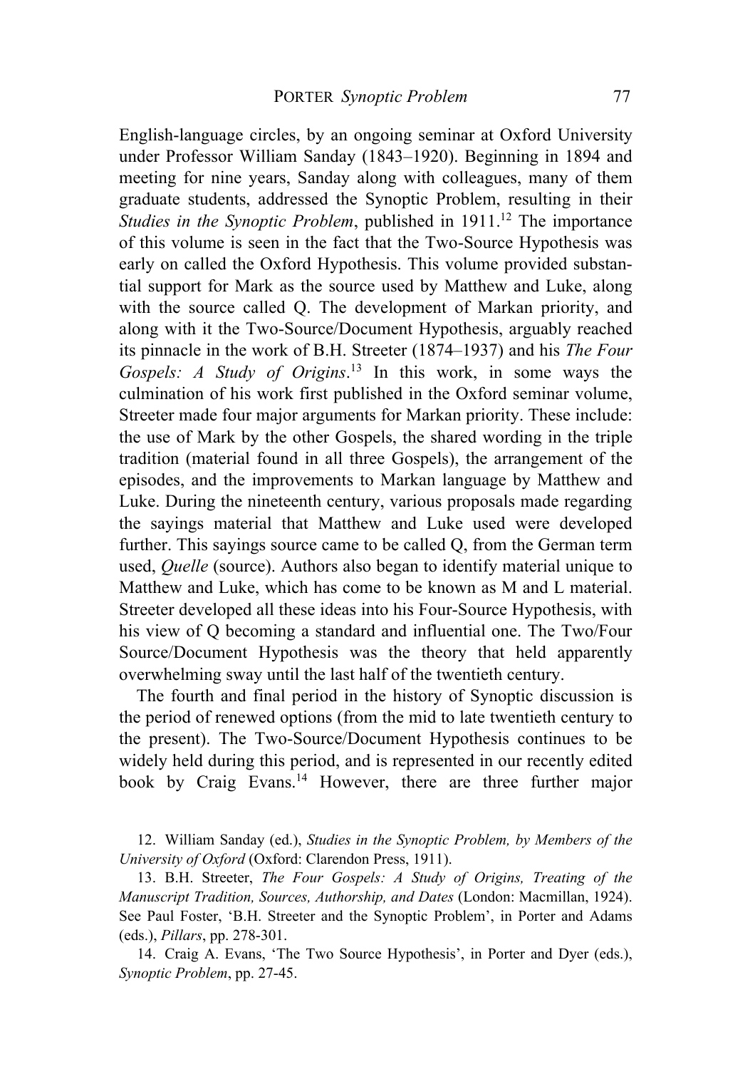English-language circles, by an ongoing seminar at Oxford University under Professor William Sanday (1843–1920). Beginning in 1894 and meeting for nine years, Sanday along with colleagues, many of them graduate students, addressed the Synoptic Problem, resulting in their *Studies in the Synoptic Problem*, published in 1911.[12] The importance of this volume is seen in the fact that the Two-Source Hypothesis was early on called the Oxford Hypothesis. This volume provided substantial support for Mark as the source used by Matthew and Luke, along with the source called Q. The development of Markan priority, and along with it the Two-Source/Document Hypothesis, arguably reached its pinnacle in the work of B.H. Streeter (1874–1937) and his *The Four Gospels: A Study of Origins*.[13] In this work, in some ways the culmination of his work first published in the Oxford seminar volume, Streeter made four major arguments for Markan priority. These include: the use of Mark by the other Gospels, the shared wording in the triple tradition (material found in all three Gospels), the arrangement of the episodes, and the improvements to Markan language by Matthew and Luke. During the nineteenth century, various proposals made regarding the sayings material that Matthew and Luke used were developed further. This sayings source came to be called Q, from the German term used, *Quelle* (source). Authors also began to identify material unique to Matthew and Luke, which has come to be known as M and L material. Streeter developed all these ideas into his Four-Source Hypothesis, with his view of Q becoming a standard and influential one. The Two/Four Source/Document Hypothesis was the theory that held apparently overwhelming sway until the last half of the twentieth century.

The fourth and final period in the history of Synoptic discussion is the period of renewed options (from the mid to late twentieth century to the present). The Two-Source/Document Hypothesis continues to be widely held during this period, and is represented in our recently edited book by Craig Evans.[14] However, there are three further major

12. William Sanday (ed.), *Studies in the Synoptic Problem, by Members of the University of Oxford* (Oxford: Clarendon Press, 1911).

13. B.H. Streeter, *The Four Gospels: A Study of Origins, Treating of the Manuscript Tradition, Sources, Authorship, and Dates* (London: Macmillan, 1924). See Paul Foster, 'B.H. Streeter and the Synoptic Problem', in Porter and Adams (eds.), *Pillars*, pp. 278-301.

14. Craig A. Evans, 'The Two Source Hypothesis', in Porter and Dyer (eds.), *Synoptic Problem*, pp. 27-45.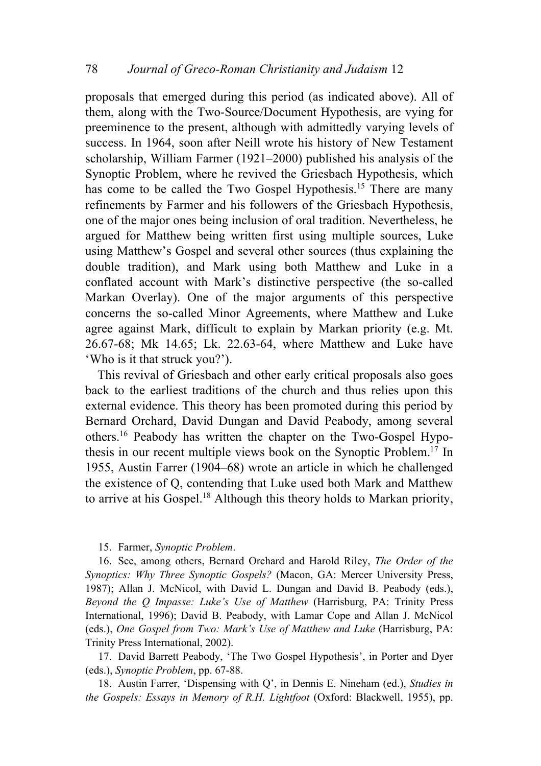proposals that emerged during this period (as indicated above). All of them, along with the Two-Source/Document Hypothesis, are vying for preeminence to the present, although with admittedly varying levels of success. In 1964, soon after Neill wrote his history of New Testament scholarship, William Farmer (1921–2000) published his analysis of the Synoptic Problem, where he revived the Griesbach Hypothesis, which has come to be called the Two Gospel Hypothesis.[15] There are many refinements by Farmer and his followers of the Griesbach Hypothesis, one of the major ones being inclusion of oral tradition. Nevertheless, he argued for Matthew being written first using multiple sources, Luke using Matthew's Gospel and several other sources (thus explaining the double tradition), and Mark using both Matthew and Luke in a conflated account with Mark's distinctive perspective (the so-called Markan Overlay). One of the major arguments of this perspective concerns the so-called Minor Agreements, where Matthew and Luke agree against Mark, difficult to explain by Markan priority (e.g. Mt. 26.67-68; Mk 14.65; Lk. 22.63-64, where Matthew and Luke have 'Who is it that struck you?').

This revival of Griesbach and other early critical proposals also goes back to the earliest traditions of the church and thus relies upon this external evidence. This theory has been promoted during this period by Bernard Orchard, David Dungan and David Peabody, among several others.[16] Peabody has written the chapter on the Two-Gospel Hypothesis in our recent multiple views book on the Synoptic Problem.[17] In 1955, Austin Farrer (1904–68) wrote an article in which he challenged the existence of Q, contending that Luke used both Mark and Matthew to arrive at his Gospel.[18] Although this theory holds to Markan priority,

15. Farmer, *Synoptic Problem*.

16. See, among others, Bernard Orchard and Harold Riley, *The Order of the Synoptics: Why Three Synoptic Gospels?* (Macon, GA: Mercer University Press, 1987); Allan J. McNicol, with David L. Dungan and David B. Peabody (eds.), *Beyond the Q Impasse: Luke's Use of Matthew* (Harrisburg, PA: Trinity Press International, 1996); David B. Peabody, with Lamar Cope and Allan J. McNicol (eds.), *One Gospel from Two: Mark's Use of Matthew and Luke* (Harrisburg, PA: Trinity Press International, 2002).

17. David Barrett Peabody, 'The Two Gospel Hypothesis', in Porter and Dyer (eds.), *Synoptic Problem*, pp. 67-88.

18. Austin Farrer, 'Dispensing with Q', in Dennis E. Nineham (ed.), *Studies in the Gospels: Essays in Memory of R.H. Lightfoot* (Oxford: Blackwell, 1955), pp.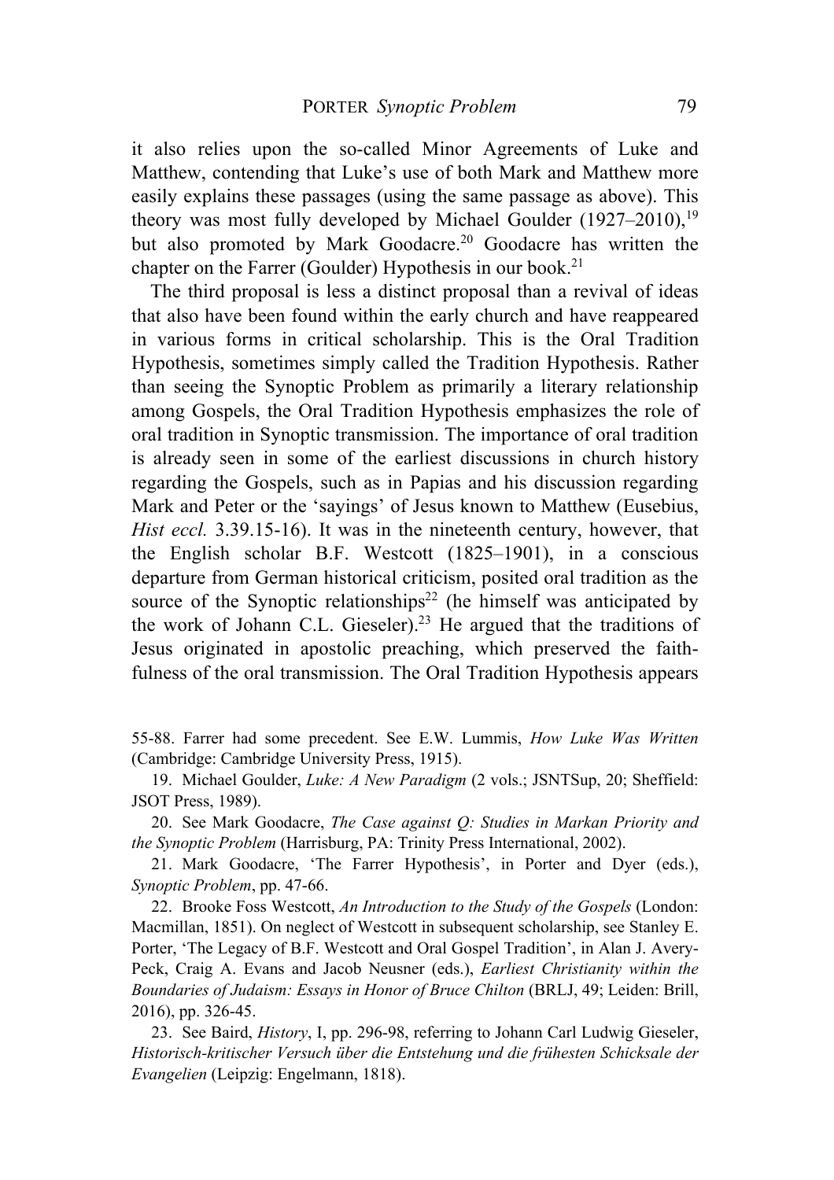it also relies upon the so-called Minor Agreements of Luke and Matthew, contending that Luke's use of both Mark and Matthew more easily explains these passages (using the same passage as above). This theory was most fully developed by Michael Goulder (1927–2010),[19] but also promoted by Mark Goodacre.[20] Goodacre has written the chapter on the Farrer (Goulder) Hypothesis in our book.[21]

The third proposal is less a distinct proposal than a revival of ideas that also have been found within the early church and have reappeared in various forms in critical scholarship. This is the Oral Tradition Hypothesis, sometimes simply called the Tradition Hypothesis. Rather than seeing the Synoptic Problem as primarily a literary relationship among Gospels, the Oral Tradition Hypothesis emphasizes the role of oral tradition in Synoptic transmission. The importance of oral tradition is already seen in some of the earliest discussions in church history regarding the Gospels, such as in Papias and his discussion regarding Mark and Peter or the 'sayings' of Jesus known to Matthew (Eusebius, *Hist eccl.* 3.39.15-16). It was in the nineteenth century, however, that the English scholar B.F. Westcott (1825–1901), in a conscious departure from German historical criticism, posited oral tradition as the source of the Synoptic relationships[22] (he himself was anticipated by the work of Johann C.L. Gieseler).[23] He argued that the traditions of Jesus originated in apostolic preaching, which preserved the faithfulness of the oral transmission. The Oral Tradition Hypothesis appears

55-88. Farrer had some precedent. See E.W. Lummis, *How Luke Was Written* (Cambridge: Cambridge University Press, 1915).

19. Michael Goulder, *Luke: A New Paradigm* (2 vols.; JSNTSup, 20; Sheffield: JSOT Press, 1989).

20. See Mark Goodacre, *The Case against Q: Studies in Markan Priority and the Synoptic Problem* (Harrisburg, PA: Trinity Press International, 2002).

21. Mark Goodacre, 'The Farrer Hypothesis', in Porter and Dyer (eds.), *Synoptic Problem*, pp. 47-66.

22. Brooke Foss Westcott, *An Introduction to the Study of the Gospels* (London: Macmillan, 1851). On neglect of Westcott in subsequent scholarship, see Stanley E. Porter, 'The Legacy of B.F. Westcott and Oral Gospel Tradition', in Alan J. Avery-Peck, Craig A. Evans and Jacob Neusner (eds.), *Earliest Christianity within the Boundaries of Judaism: Essays in Honor of Bruce Chilton* (BRLJ, 49; Leiden: Brill, 2016), pp. 326-45.

23. See Baird, *History*, I, pp. 296-98, referring to Johann Carl Ludwig Gieseler, *Historisch-kritischer Versuch über die Entstehung und die frühesten Schicksale der Evangelien* (Leipzig: Engelmann, 1818).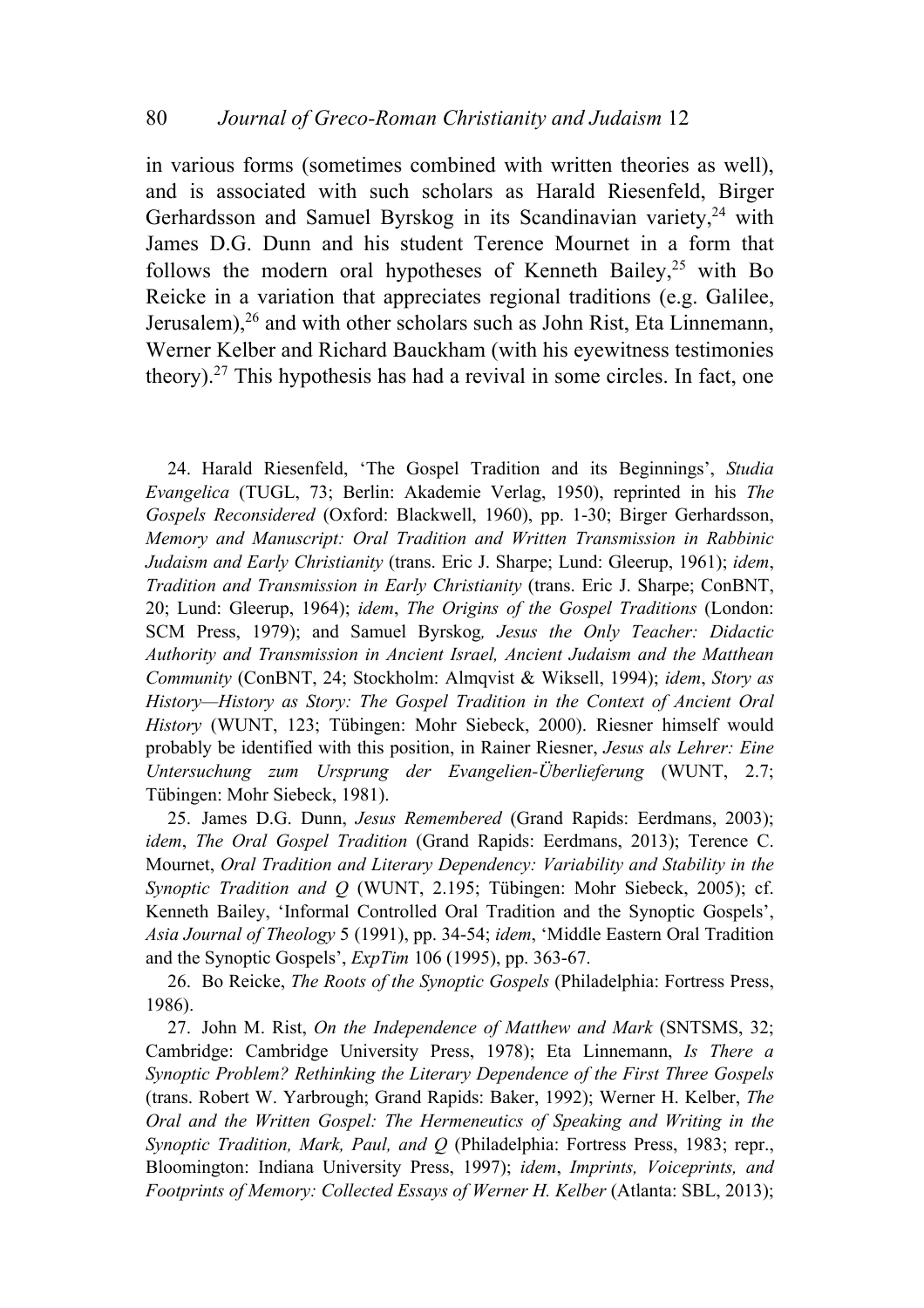in various forms (sometimes combined with written theories as well), and is associated with such scholars as Harald Riesenfeld, Birger Gerhardsson and Samuel Byrskog in its Scandinavian variety,[24] with James D.G. Dunn and his student Terence Mournet in a form that follows the modern oral hypotheses of Kenneth Bailey,[25] with Bo Reicke in a variation that appreciates regional traditions (e.g. Galilee, Jerusalem),[26] and with other scholars such as John Rist, Eta Linnemann, Werner Kelber and Richard Bauckham (with his eyewitness testimonies theory).[27] This hypothesis has had a revival in some circles. In fact, one

24. Harald Riesenfeld, 'The Gospel Tradition and its Beginnings', *Studia Evangelica* (TUGL, 73; Berlin: Akademie Verlag, 1950), reprinted in his *The Gospels Reconsidered* (Oxford: Blackwell, 1960), pp. 1-30; Birger Gerhardsson, *Memory and Manuscript: Oral Tradition and Written Transmission in Rabbinic Judaism and Early Christianity* (trans. Eric J. Sharpe; Lund: Gleerup, 1961); *idem*, *Tradition and Transmission in Early Christianity* (trans. Eric J. Sharpe; ConBNT, 20; Lund: Gleerup, 1964); *idem*, *The Origins of the Gospel Traditions* (London: SCM Press, 1979); and Samuel Byrskog, *Jesus the Only Teacher: Didactic Authority and Transmission in Ancient Israel, Ancient Judaism and the Matthean Community* (ConBNT, 24; Stockholm: Almqvist & Wiksell, 1994); *idem*, *Story as History—History as Story: The Gospel Tradition in the Context of Ancient Oral History* (WUNT, 123; Tübingen: Mohr Siebeck, 2000). Riesner himself would probably be identified with this position, in Rainer Riesner, *Jesus als Lehrer: Eine Untersuchung zum Ursprung der Evangelien-Überlieferung* (WUNT, 2.7; Tübingen: Mohr Siebeck, 1981).

25. James D.G. Dunn, *Jesus Remembered* (Grand Rapids: Eerdmans, 2003); *idem*, *The Oral Gospel Tradition* (Grand Rapids: Eerdmans, 2013); Terence C. Mournet, *Oral Tradition and Literary Dependency: Variability and Stability in the Synoptic Tradition and Q* (WUNT, 2.195; Tübingen: Mohr Siebeck, 2005); cf. Kenneth Bailey, 'Informal Controlled Oral Tradition and the Synoptic Gospels', *Asia Journal of Theology* 5 (1991), pp. 34-54; *idem*, 'Middle Eastern Oral Tradition and the Synoptic Gospels', *ExpTim* 106 (1995), pp. 363-67.

26. Bo Reicke, *The Roots of the Synoptic Gospels* (Philadelphia: Fortress Press, 1986).

27. John M. Rist, *On the Independence of Matthew and Mark* (SNTSMS, 32; Cambridge: Cambridge University Press, 1978); Eta Linnemann, *Is There a Synoptic Problem? Rethinking the Literary Dependence of the First Three Gospels* (trans. Robert W. Yarbrough; Grand Rapids: Baker, 1992); Werner H. Kelber, *The Oral and the Written Gospel: The Hermeneutics of Speaking and Writing in the Synoptic Tradition, Mark, Paul, and Q* (Philadelphia: Fortress Press, 1983; repr., Bloomington: Indiana University Press, 1997); *idem*, *Imprints, Voiceprints, and Footprints of Memory: Collected Essays of Werner H. Kelber* (Atlanta: SBL, 2013);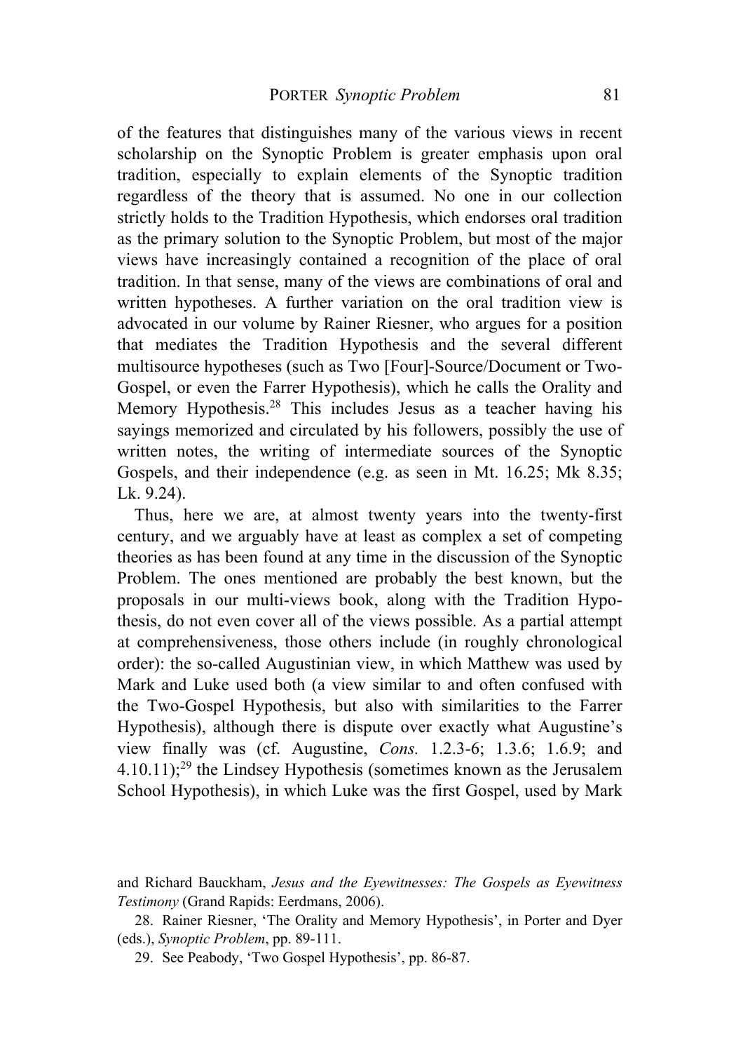of the features that distinguishes many of the various views in recent scholarship on the Synoptic Problem is greater emphasis upon oral tradition, especially to explain elements of the Synoptic tradition regardless of the theory that is assumed. No one in our collection strictly holds to the Tradition Hypothesis, which endorses oral tradition as the primary solution to the Synoptic Problem, but most of the major views have increasingly contained a recognition of the place of oral tradition. In that sense, many of the views are combinations of oral and written hypotheses. A further variation on the oral tradition view is advocated in our volume by Rainer Riesner, who argues for a position that mediates the Tradition Hypothesis and the several different multisource hypotheses (such as Two [Four]-Source/Document or Two-Gospel, or even the Farrer Hypothesis), which he calls the Orality and Memory Hypothesis.[28] This includes Jesus as a teacher having his sayings memorized and circulated by his followers, possibly the use of written notes, the writing of intermediate sources of the Synoptic Gospels, and their independence (e.g. as seen in Mt. 16.25; Mk 8.35; Lk. 9.24).

Thus, here we are, at almost twenty years into the twenty-first century, and we arguably have at least as complex a set of competing theories as has been found at any time in the discussion of the Synoptic Problem. The ones mentioned are probably the best known, but the proposals in our multi-views book, along with the Tradition Hypothesis, do not even cover all of the views possible. As a partial attempt at comprehensiveness, those others include (in roughly chronological order): the so-called Augustinian view, in which Matthew was used by Mark and Luke used both (a view similar to and often confused with the Two-Gospel Hypothesis, but also with similarities to the Farrer Hypothesis), although there is dispute over exactly what Augustine's view finally was (cf. Augustine, *Cons.* 1.2.3-6; 1.3.6; 1.6.9; and 4.10.11);[29] the Lindsey Hypothesis (sometimes known as the Jerusalem School Hypothesis), in which Luke was the first Gospel, used by Mark

and Richard Bauckham, *Jesus and the Eyewitnesses: The Gospels as Eyewitness Testimony* (Grand Rapids: Eerdmans, 2006).

28. Rainer Riesner, 'The Orality and Memory Hypothesis', in Porter and Dyer (eds.), *Synoptic Problem*, pp. 89-111.

29. See Peabody, 'Two Gospel Hypothesis', pp. 86-87.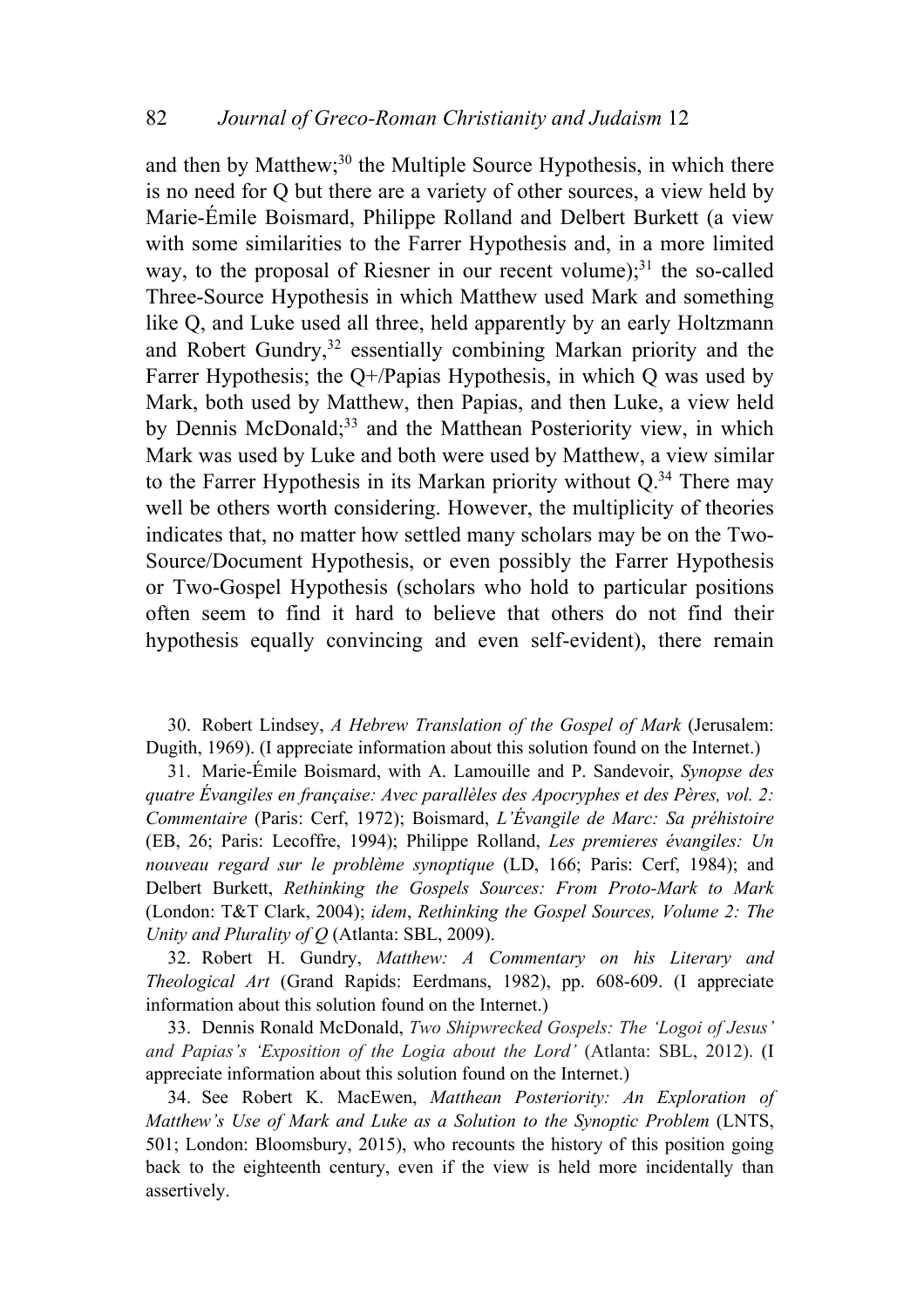and then by Matthew;[30] the Multiple Source Hypothesis, in which there is no need for Q but there are a variety of other sources, a view held by Marie-Émile Boismard, Philippe Rolland and Delbert Burkett (a view with some similarities to the Farrer Hypothesis and, in a more limited way, to the proposal of Riesner in our recent volume);[31] the so-called Three-Source Hypothesis in which Matthew used Mark and something like Q, and Luke used all three, held apparently by an early Holtzmann and Robert Gundry,[32] essentially combining Markan priority and the Farrer Hypothesis; the Q+/Papias Hypothesis, in which Q was used by Mark, both used by Matthew, then Papias, and then Luke, a view held by Dennis McDonald;[33] and the Matthean Posteriority view, in which Mark was used by Luke and both were used by Matthew, a view similar to the Farrer Hypothesis in its Markan priority without Q.[34] There may well be others worth considering. However, the multiplicity of theories indicates that, no matter how settled many scholars may be on the Two-Source/Document Hypothesis, or even possibly the Farrer Hypothesis or Two-Gospel Hypothesis (scholars who hold to particular positions often seem to find it hard to believe that others do not find their hypothesis equally convincing and even self-evident), there remain

30. Robert Lindsey, *A Hebrew Translation of the Gospel of Mark* (Jerusalem: Dugith, 1969). (I appreciate information about this solution found on the Internet.)

31. Marie-Émile Boismard, with A. Lamouille and P. Sandevoir, *Synopse des quatre Évangiles en française: Avec parallèles des Apocryphes et des Pères, vol. 2: Commentaire* (Paris: Cerf, 1972); Boismard, *L'Évangile de Marc: Sa préhistoire* (EB, 26; Paris: Lecoffre, 1994); Philippe Rolland, *Les premieres évangiles: Un nouveau regard sur le problème synoptique* (LD, 166; Paris: Cerf, 1984); and Delbert Burkett, *Rethinking the Gospels Sources: From Proto-Mark to Mark* (London: T&T Clark, 2004); *idem*, *Rethinking the Gospel Sources, Volume 2: The Unity and Plurality of Q* (Atlanta: SBL, 2009).

32. Robert H. Gundry, *Matthew: A Commentary on his Literary and Theological Art* (Grand Rapids: Eerdmans, 1982), pp. 608-609. (I appreciate information about this solution found on the Internet.)

33. Dennis Ronald McDonald, *Two Shipwrecked Gospels: The 'Logoi of Jesus' and Papias's 'Exposition of the Logia about the Lord'* (Atlanta: SBL, 2012). (I appreciate information about this solution found on the Internet.)

34. See Robert K. MacEwen, *Matthean Posteriority: An Exploration of Matthew's Use of Mark and Luke as a Solution to the Synoptic Problem* (LNTS, 501; London: Bloomsbury, 2015), who recounts the history of this position going back to the eighteenth century, even if the view is held more incidentally than assertively.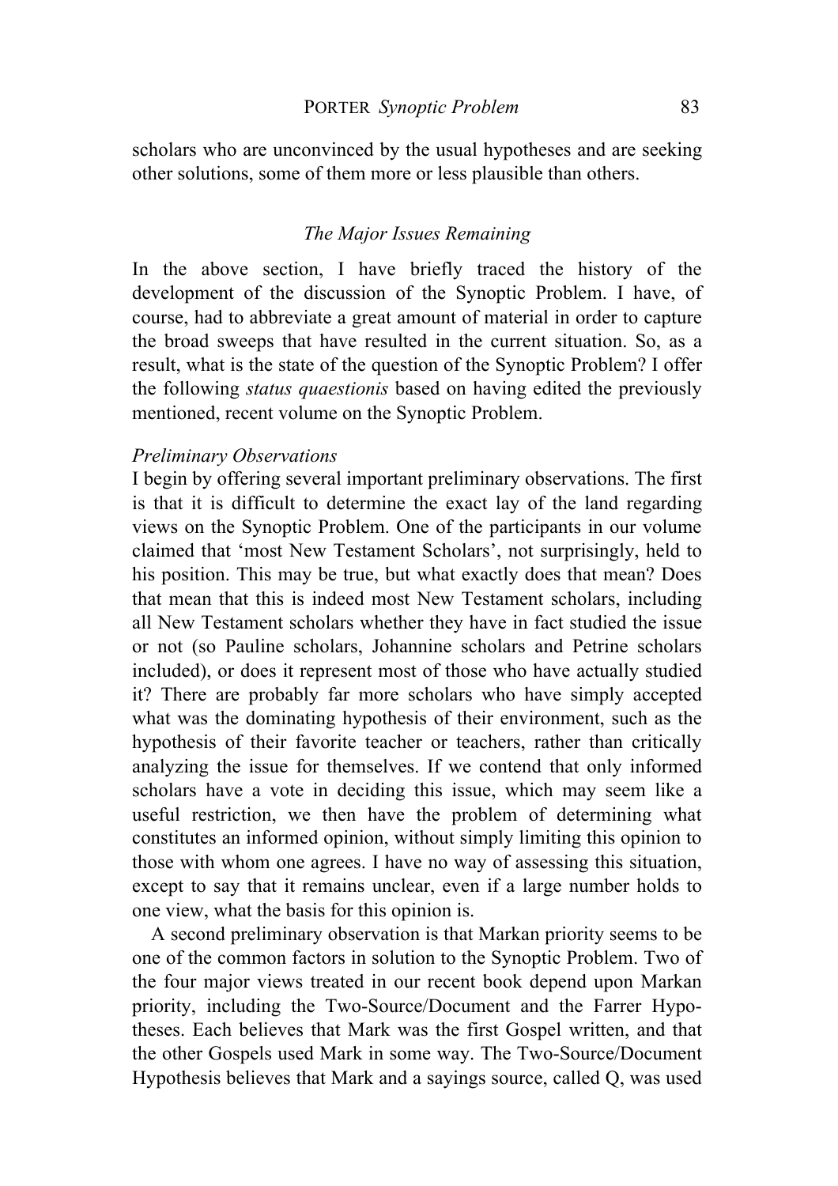scholars who are unconvinced by the usual hypotheses and are seeking other solutions, some of them more or less plausible than others.

### *The Major Issues Remaining*

In the above section, I have briefly traced the history of the development of the discussion of the Synoptic Problem. I have, of course, had to abbreviate a great amount of material in order to capture the broad sweeps that have resulted in the current situation. So, as a result, what is the state of the question of the Synoptic Problem? I offer the following *status quaestionis* based on having edited the previously mentioned, recent volume on the Synoptic Problem.

#### *Preliminary Observations*

I begin by offering several important preliminary observations. The first is that it is difficult to determine the exact lay of the land regarding views on the Synoptic Problem. One of the participants in our volume claimed that 'most New Testament Scholars', not surprisingly, held to his position. This may be true, but what exactly does that mean? Does that mean that this is indeed most New Testament scholars, including all New Testament scholars whether they have in fact studied the issue or not (so Pauline scholars, Johannine scholars and Petrine scholars included), or does it represent most of those who have actually studied it? There are probably far more scholars who have simply accepted what was the dominating hypothesis of their environment, such as the hypothesis of their favorite teacher or teachers, rather than critically analyzing the issue for themselves. If we contend that only informed scholars have a vote in deciding this issue, which may seem like a useful restriction, we then have the problem of determining what constitutes an informed opinion, without simply limiting this opinion to those with whom one agrees. I have no way of assessing this situation, except to say that it remains unclear, even if a large number holds to one view, what the basis for this opinion is.

A second preliminary observation is that Markan priority seems to be one of the common factors in solution to the Synoptic Problem. Two of the four major views treated in our recent book depend upon Markan priority, including the Two-Source/Document and the Farrer Hypotheses. Each believes that Mark was the first Gospel written, and that the other Gospels used Mark in some way. The Two-Source/Document Hypothesis believes that Mark and a sayings source, called Q, was used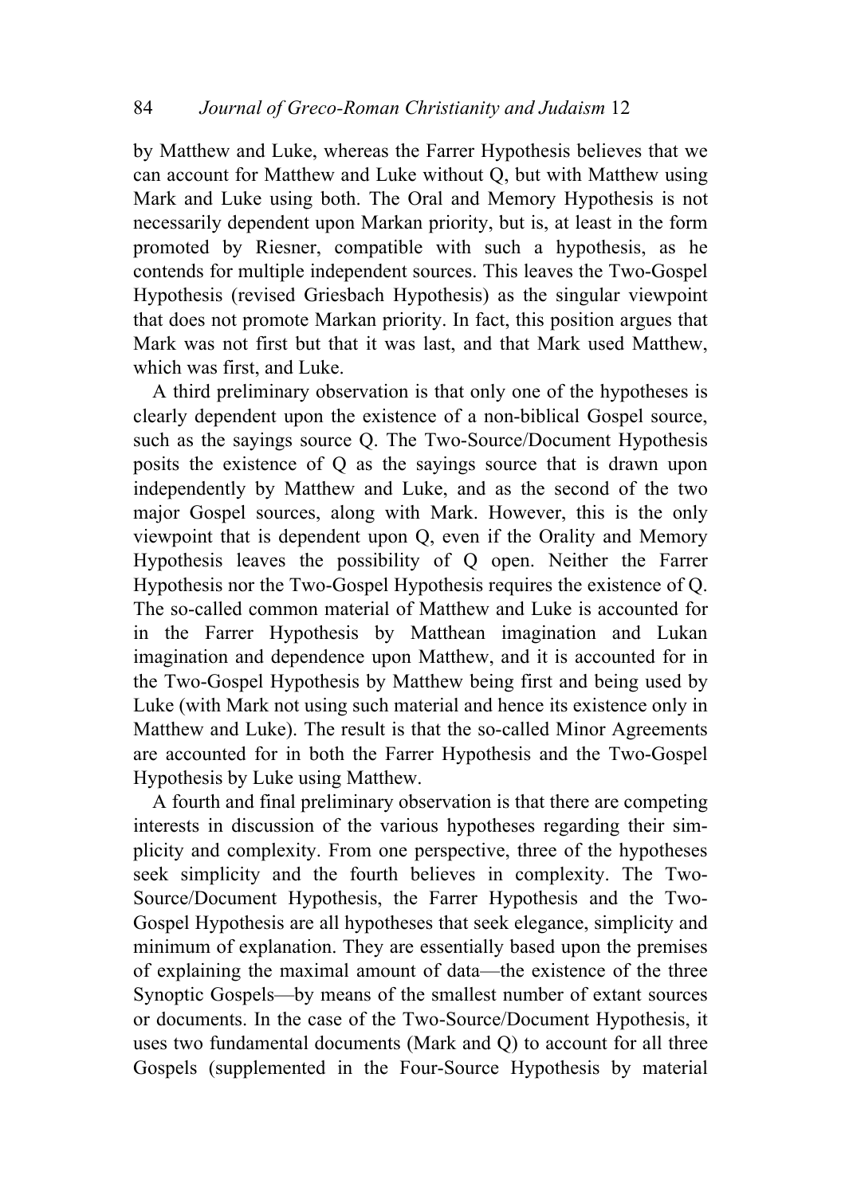by Matthew and Luke, whereas the Farrer Hypothesis believes that we can account for Matthew and Luke without Q, but with Matthew using Mark and Luke using both. The Oral and Memory Hypothesis is not necessarily dependent upon Markan priority, but is, at least in the form promoted by Riesner, compatible with such a hypothesis, as he contends for multiple independent sources. This leaves the Two-Gospel Hypothesis (revised Griesbach Hypothesis) as the singular viewpoint that does not promote Markan priority. In fact, this position argues that Mark was not first but that it was last, and that Mark used Matthew, which was first, and Luke.

A third preliminary observation is that only one of the hypotheses is clearly dependent upon the existence of a non-biblical Gospel source, such as the sayings source Q. The Two-Source/Document Hypothesis posits the existence of Q as the sayings source that is drawn upon independently by Matthew and Luke, and as the second of the two major Gospel sources, along with Mark. However, this is the only viewpoint that is dependent upon Q, even if the Orality and Memory Hypothesis leaves the possibility of Q open. Neither the Farrer Hypothesis nor the Two-Gospel Hypothesis requires the existence of Q. The so-called common material of Matthew and Luke is accounted for in the Farrer Hypothesis by Matthean imagination and Lukan imagination and dependence upon Matthew, and it is accounted for in the Two-Gospel Hypothesis by Matthew being first and being used by Luke (with Mark not using such material and hence its existence only in Matthew and Luke). The result is that the so-called Minor Agreements are accounted for in both the Farrer Hypothesis and the Two-Gospel Hypothesis by Luke using Matthew.

A fourth and final preliminary observation is that there are competing interests in discussion of the various hypotheses regarding their simplicity and complexity. From one perspective, three of the hypotheses seek simplicity and the fourth believes in complexity. The Two-Source/Document Hypothesis, the Farrer Hypothesis and the Two-Gospel Hypothesis are all hypotheses that seek elegance, simplicity and minimum of explanation. They are essentially based upon the premises of explaining the maximal amount of data—the existence of the three Synoptic Gospels—by means of the smallest number of extant sources or documents. In the case of the Two-Source/Document Hypothesis, it uses two fundamental documents (Mark and Q) to account for all three Gospels (supplemented in the Four-Source Hypothesis by material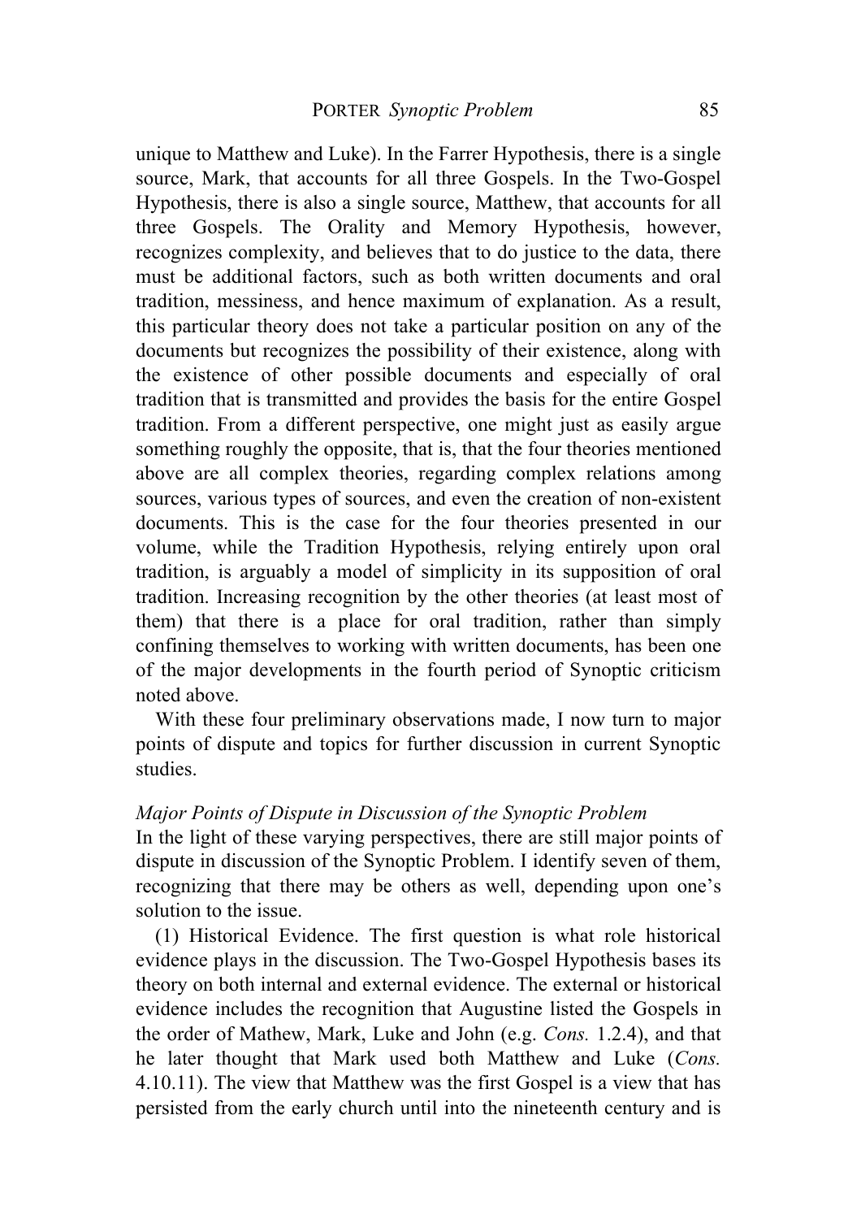unique to Matthew and Luke). In the Farrer Hypothesis, there is a single source, Mark, that accounts for all three Gospels. In the Two-Gospel Hypothesis, there is also a single source, Matthew, that accounts for all three Gospels. The Orality and Memory Hypothesis, however, recognizes complexity, and believes that to do justice to the data, there must be additional factors, such as both written documents and oral tradition, messiness, and hence maximum of explanation. As a result, this particular theory does not take a particular position on any of the documents but recognizes the possibility of their existence, along with the existence of other possible documents and especially of oral tradition that is transmitted and provides the basis for the entire Gospel tradition. From a different perspective, one might just as easily argue something roughly the opposite, that is, that the four theories mentioned above are all complex theories, regarding complex relations among sources, various types of sources, and even the creation of non-existent documents. This is the case for the four theories presented in our volume, while the Tradition Hypothesis, relying entirely upon oral tradition, is arguably a model of simplicity in its supposition of oral tradition. Increasing recognition by the other theories (at least most of them) that there is a place for oral tradition, rather than simply confining themselves to working with written documents, has been one of the major developments in the fourth period of Synoptic criticism noted above.

With these four preliminary observations made, I now turn to major points of dispute and topics for further discussion in current Synoptic studies.

*Major Points of Dispute in Discussion of the Synoptic Problem*

In the light of these varying perspectives, there are still major points of dispute in discussion of the Synoptic Problem. I identify seven of them, recognizing that there may be others as well, depending upon one's solution to the issue.

(1) Historical Evidence. The first question is what role historical evidence plays in the discussion. The Two-Gospel Hypothesis bases its theory on both internal and external evidence. The external or historical evidence includes the recognition that Augustine listed the Gospels in the order of Mathew, Mark, Luke and John (e.g. *Cons.* 1.2.4), and that he later thought that Mark used both Matthew and Luke (*Cons.* 4.10.11). The view that Matthew was the first Gospel is a view that has persisted from the early church until into the nineteenth century and is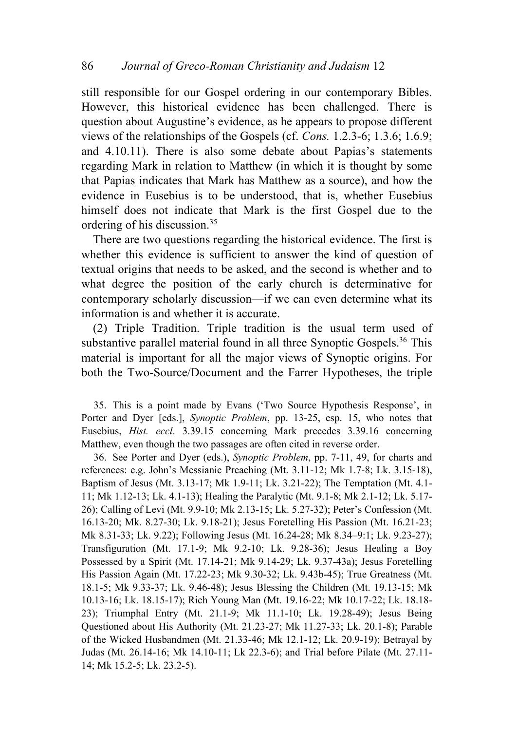still responsible for our Gospel ordering in our contemporary Bibles. However, this historical evidence has been challenged. There is question about Augustine's evidence, as he appears to propose different views of the relationships of the Gospels (cf. *Cons.* 1.2.3-6; 1.3.6; 1.6.9; and 4.10.11). There is also some debate about Papias's statements regarding Mark in relation to Matthew (in which it is thought by some that Papias indicates that Mark has Matthew as a source), and how the evidence in Eusebius is to be understood, that is, whether Eusebius himself does not indicate that Mark is the first Gospel due to the ordering of his discussion.[35]

There are two questions regarding the historical evidence. The first is whether this evidence is sufficient to answer the kind of question of textual origins that needs to be asked, and the second is whether and to what degree the position of the early church is determinative for contemporary scholarly discussion—if we can even determine what its information is and whether it is accurate.

(2) Triple Tradition. Triple tradition is the usual term used of substantive parallel material found in all three Synoptic Gospels.[36] This material is important for all the major views of Synoptic origins. For both the Two-Source/Document and the Farrer Hypotheses, the triple

35. This is a point made by Evans ('Two Source Hypothesis Response', in Porter and Dyer [eds.], *Synoptic Problem*, pp. 13-25, esp. 15, who notes that Eusebius, *Hist. eccl*. 3.39.15 concerning Mark precedes 3.39.16 concerning Matthew, even though the two passages are often cited in reverse order.

36. See Porter and Dyer (eds.), *Synoptic Problem*, pp. 7-11, 49, for charts and references: e.g. John's Messianic Preaching (Mt. 3.11-12; Mk 1.7-8; Lk. 3.15-18), Baptism of Jesus (Mt. 3.13-17; Mk 1.9-11; Lk. 3.21-22); The Temptation (Mt. 4.1-11; Mk 1.12-13; Lk. 4.1-13); Healing the Paralytic (Mt. 9.1-8; Mk 2.1-12; Lk. 5.17-26); Calling of Levi (Mt. 9.9-10; Mk 2.13-15; Lk. 5.27-32); Peter's Confession (Mt. 16.13-20; Mk. 8.27-30; Lk. 9.18-21); Jesus Foretelling His Passion (Mt. 16.21-23; Mk 8.31-33; Lk. 9.22); Following Jesus (Mt. 16.24-28; Mk 8.34–9:1; Lk. 9.23-27); Transfiguration (Mt. 17.1-9; Mk 9.2-10; Lk. 9.28-36); Jesus Healing a Boy Possessed by a Spirit (Mt. 17.14-21; Mk 9.14-29; Lk. 9.37-43a); Jesus Foretelling His Passion Again (Mt. 17.22-23; Mk 9.30-32; Lk. 9.43b-45); True Greatness (Mt. 18.1-5; Mk 9.33-37; Lk. 9.46-48); Jesus Blessing the Children (Mt. 19.13-15; Mk 10.13-16; Lk. 18.15-17); Rich Young Man (Mt. 19.16-22; Mk 10.17-22; Lk. 18.18-23); Triumphal Entry (Mt. 21.1-9; Mk 11.1-10; Lk. 19.28-49); Jesus Being Questioned about His Authority (Mt. 21.23-27; Mk 11.27-33; Lk. 20.1-8); Parable of the Wicked Husbandmen (Mt. 21.33-46; Mk 12.1-12; Lk. 20.9-19); Betrayal by Judas (Mt. 26.14-16; Mk 14.10-11; Lk 22.3-6); and Trial before Pilate (Mt. 27.11-14; Mk 15.2-5; Lk. 23.2-5).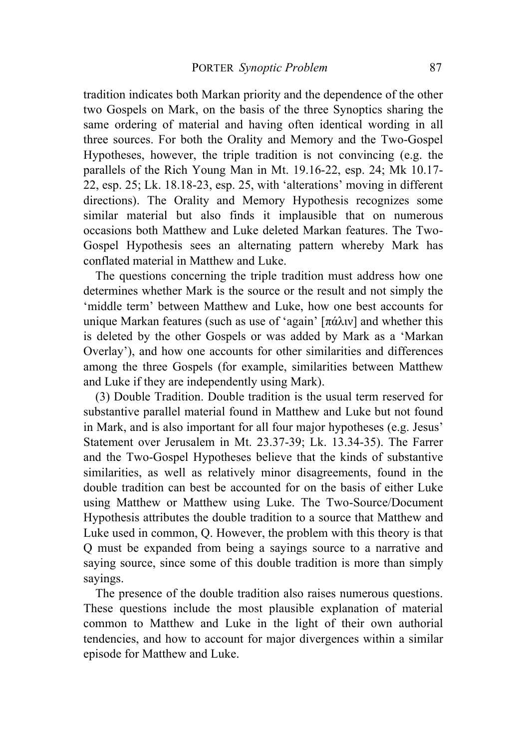tradition indicates both Markan priority and the dependence of the other two Gospels on Mark, on the basis of the three Synoptics sharing the same ordering of material and having often identical wording in all three sources. For both the Orality and Memory and the Two-Gospel Hypotheses, however, the triple tradition is not convincing (e.g. the parallels of the Rich Young Man in Mt. 19.16-22, esp. 24; Mk 10.17-22, esp. 25; Lk. 18.18-23, esp. 25, with 'alterations' moving in different directions). The Orality and Memory Hypothesis recognizes some similar material but also finds it implausible that on numerous occasions both Matthew and Luke deleted Markan features. The Two-Gospel Hypothesis sees an alternating pattern whereby Mark has conflated material in Matthew and Luke.

The questions concerning the triple tradition must address how one determines whether Mark is the source or the result and not simply the 'middle term' between Matthew and Luke, how one best accounts for unique Markan features (such as use of 'again' [πάλιν] and whether this is deleted by the other Gospels or was added by Mark as a 'Markan Overlay'), and how one accounts for other similarities and differences among the three Gospels (for example, similarities between Matthew and Luke if they are independently using Mark).

(3) Double Tradition. Double tradition is the usual term reserved for substantive parallel material found in Matthew and Luke but not found in Mark, and is also important for all four major hypotheses (e.g. Jesus' Statement over Jerusalem in Mt. 23.37-39; Lk. 13.34-35). The Farrer and the Two-Gospel Hypotheses believe that the kinds of substantive similarities, as well as relatively minor disagreements, found in the double tradition can best be accounted for on the basis of either Luke using Matthew or Matthew using Luke. The Two-Source/Document Hypothesis attributes the double tradition to a source that Matthew and Luke used in common, Q. However, the problem with this theory is that Q must be expanded from being a sayings source to a narrative and saying source, since some of this double tradition is more than simply sayings.

The presence of the double tradition also raises numerous questions. These questions include the most plausible explanation of material common to Matthew and Luke in the light of their own authorial tendencies, and how to account for major divergences within a similar episode for Matthew and Luke.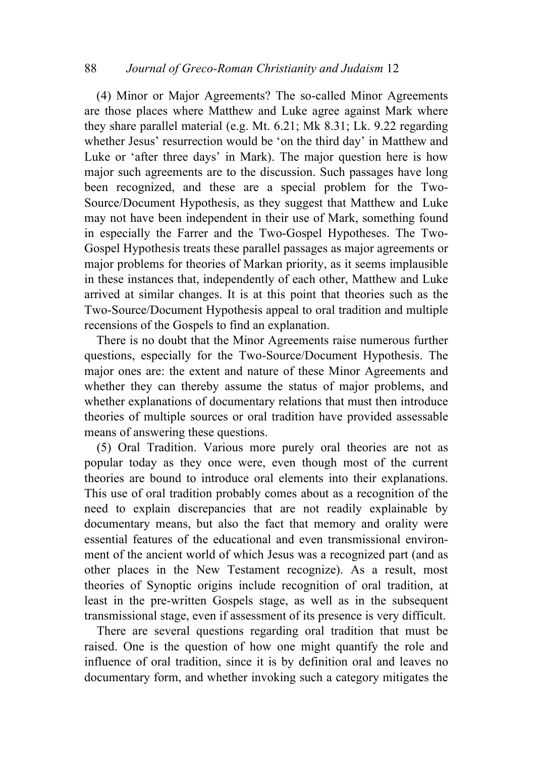(4) Minor or Major Agreements? The so-called Minor Agreements are those places where Matthew and Luke agree against Mark where they share parallel material (e.g. Mt. 6.21; Mk 8.31; Lk. 9.22 regarding whether Jesus' resurrection would be 'on the third day' in Matthew and Luke or 'after three days' in Mark). The major question here is how major such agreements are to the discussion. Such passages have long been recognized, and these are a special problem for the Two-Source/Document Hypothesis, as they suggest that Matthew and Luke may not have been independent in their use of Mark, something found in especially the Farrer and the Two-Gospel Hypotheses. The Two-Gospel Hypothesis treats these parallel passages as major agreements or major problems for theories of Markan priority, as it seems implausible in these instances that, independently of each other, Matthew and Luke arrived at similar changes. It is at this point that theories such as the Two-Source/Document Hypothesis appeal to oral tradition and multiple recensions of the Gospels to find an explanation.

There is no doubt that the Minor Agreements raise numerous further questions, especially for the Two-Source/Document Hypothesis. The major ones are: the extent and nature of these Minor Agreements and whether they can thereby assume the status of major problems, and whether explanations of documentary relations that must then introduce theories of multiple sources or oral tradition have provided assessable means of answering these questions.

(5) Oral Tradition. Various more purely oral theories are not as popular today as they once were, even though most of the current theories are bound to introduce oral elements into their explanations. This use of oral tradition probably comes about as a recognition of the need to explain discrepancies that are not readily explainable by documentary means, but also the fact that memory and orality were essential features of the educational and even transmissional environment of the ancient world of which Jesus was a recognized part (and as other places in the New Testament recognize). As a result, most theories of Synoptic origins include recognition of oral tradition, at least in the pre-written Gospels stage, as well as in the subsequent transmissional stage, even if assessment of its presence is very difficult.

There are several questions regarding oral tradition that must be raised. One is the question of how one might quantify the role and influence of oral tradition, since it is by definition oral and leaves no documentary form, and whether invoking such a category mitigates the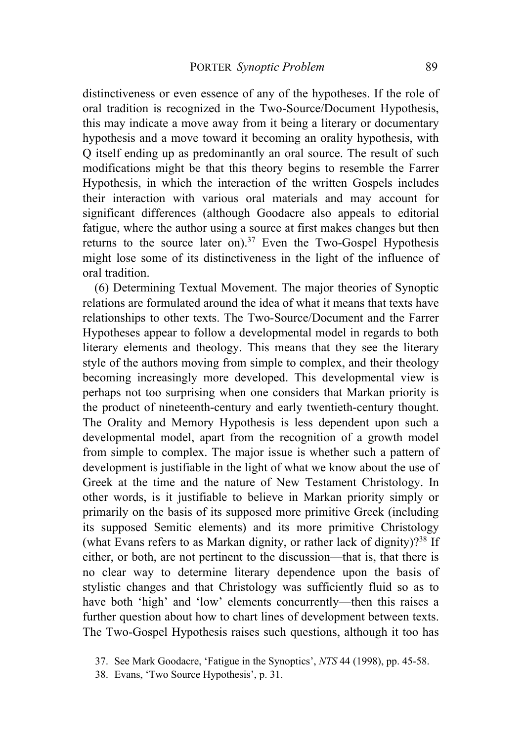distinctiveness or even essence of any of the hypotheses. If the role of oral tradition is recognized in the Two-Source/Document Hypothesis, this may indicate a move away from it being a literary or documentary hypothesis and a move toward it becoming an orality hypothesis, with Q itself ending up as predominantly an oral source. The result of such modifications might be that this theory begins to resemble the Farrer Hypothesis, in which the interaction of the written Gospels includes their interaction with various oral materials and may account for significant differences (although Goodacre also appeals to editorial fatigue, where the author using a source at first makes changes but then returns to the source later on).[37] Even the Two-Gospel Hypothesis might lose some of its distinctiveness in the light of the influence of oral tradition.

(6) Determining Textual Movement. The major theories of Synoptic relations are formulated around the idea of what it means that texts have relationships to other texts. The Two-Source/Document and the Farrer Hypotheses appear to follow a developmental model in regards to both literary elements and theology. This means that they see the literary style of the authors moving from simple to complex, and their theology becoming increasingly more developed. This developmental view is perhaps not too surprising when one considers that Markan priority is the product of nineteenth-century and early twentieth-century thought. The Orality and Memory Hypothesis is less dependent upon such a developmental model, apart from the recognition of a growth model from simple to complex. The major issue is whether such a pattern of development is justifiable in the light of what we know about the use of Greek at the time and the nature of New Testament Christology. In other words, is it justifiable to believe in Markan priority simply or primarily on the basis of its supposed more primitive Greek (including its supposed Semitic elements) and its more primitive Christology (what Evans refers to as Markan dignity, or rather lack of dignity)?[38] If either, or both, are not pertinent to the discussion—that is, that there is no clear way to determine literary dependence upon the basis of stylistic changes and that Christology was sufficiently fluid so as to have both 'high' and 'low' elements concurrently—then this raises a further question about how to chart lines of development between texts. The Two-Gospel Hypothesis raises such questions, although it too has

37. See Mark Goodacre, 'Fatigue in the Synoptics', *NTS* 44 (1998), pp. 45-58.

38. Evans, 'Two Source Hypothesis', p. 31.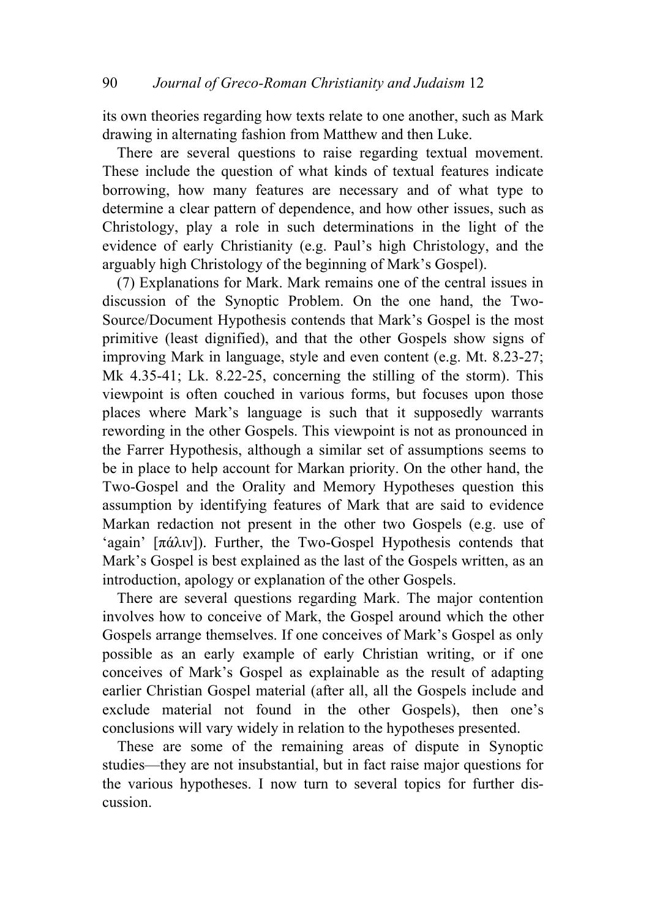its own theories regarding how texts relate to one another, such as Mark drawing in alternating fashion from Matthew and then Luke.

There are several questions to raise regarding textual movement. These include the question of what kinds of textual features indicate borrowing, how many features are necessary and of what type to determine a clear pattern of dependence, and how other issues, such as Christology, play a role in such determinations in the light of the evidence of early Christianity (e.g. Paul's high Christology, and the arguably high Christology of the beginning of Mark's Gospel).

(7) Explanations for Mark. Mark remains one of the central issues in discussion of the Synoptic Problem. On the one hand, the Two-Source/Document Hypothesis contends that Mark's Gospel is the most primitive (least dignified), and that the other Gospels show signs of improving Mark in language, style and even content (e.g. Mt. 8.23-27; Mk 4.35-41; Lk. 8.22-25, concerning the stilling of the storm). This viewpoint is often couched in various forms, but focuses upon those places where Mark's language is such that it supposedly warrants rewording in the other Gospels. This viewpoint is not as pronounced in the Farrer Hypothesis, although a similar set of assumptions seems to be in place to help account for Markan priority. On the other hand, the Two-Gospel and the Orality and Memory Hypotheses question this assumption by identifying features of Mark that are said to evidence Markan redaction not present in the other two Gospels (e.g. use of 'again' [πάλιν]). Further, the Two-Gospel Hypothesis contends that Mark's Gospel is best explained as the last of the Gospels written, as an introduction, apology or explanation of the other Gospels.

There are several questions regarding Mark. The major contention involves how to conceive of Mark, the Gospel around which the other Gospels arrange themselves. If one conceives of Mark's Gospel as only possible as an early example of early Christian writing, or if one conceives of Mark's Gospel as explainable as the result of adapting earlier Christian Gospel material (after all, all the Gospels include and exclude material not found in the other Gospels), then one's conclusions will vary widely in relation to the hypotheses presented.

These are some of the remaining areas of dispute in Synoptic studies—they are not insubstantial, but in fact raise major questions for the various hypotheses. I now turn to several topics for further discussion.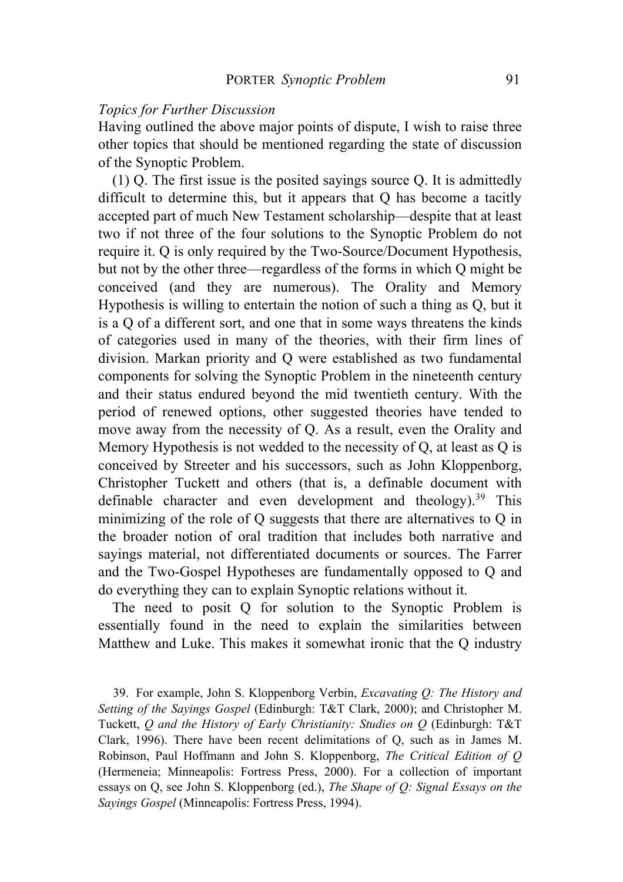*Topics for Further Discussion*

Having outlined the above major points of dispute, I wish to raise three other topics that should be mentioned regarding the state of discussion of the Synoptic Problem.

(1) Q. The first issue is the posited sayings source Q. It is admittedly difficult to determine this, but it appears that Q has become a tacitly accepted part of much New Testament scholarship—despite that at least two if not three of the four solutions to the Synoptic Problem do not require it. Q is only required by the Two-Source/Document Hypothesis, but not by the other three—regardless of the forms in which Q might be conceived (and they are numerous). The Orality and Memory Hypothesis is willing to entertain the notion of such a thing as Q, but it is a Q of a different sort, and one that in some ways threatens the kinds of categories used in many of the theories, with their firm lines of division. Markan priority and Q were established as two fundamental components for solving the Synoptic Problem in the nineteenth century and their status endured beyond the mid twentieth century. With the period of renewed options, other suggested theories have tended to move away from the necessity of Q. As a result, even the Orality and Memory Hypothesis is not wedded to the necessity of Q, at least as Q is conceived by Streeter and his successors, such as John Kloppenborg, Christopher Tuckett and others (that is, a definable document with definable character and even development and theology).[39] This minimizing of the role of Q suggests that there are alternatives to Q in the broader notion of oral tradition that includes both narrative and sayings material, not differentiated documents or sources. The Farrer and the Two-Gospel Hypotheses are fundamentally opposed to Q and do everything they can to explain Synoptic relations without it.

The need to posit Q for solution to the Synoptic Problem is essentially found in the need to explain the similarities between Matthew and Luke. This makes it somewhat ironic that the Q industry

39. For example, John S. Kloppenborg Verbin, *Excavating Q: The History and Setting of the Sayings Gospel* (Edinburgh: T&T Clark, 2000); and Christopher M. Tuckett, *Q and the History of Early Christianity: Studies on Q* (Edinburgh: T&T Clark, 1996). There have been recent delimitations of Q, such as in James M. Robinson, Paul Hoffmann and John S. Kloppenborg, *The Critical Edition of Q* (Hermeneia; Minneapolis: Fortress Press, 2000). For a collection of important essays on Q, see John S. Kloppenborg (ed.), *The Shape of Q: Signal Essays on the Sayings Gospel* (Minneapolis: Fortress Press, 1994).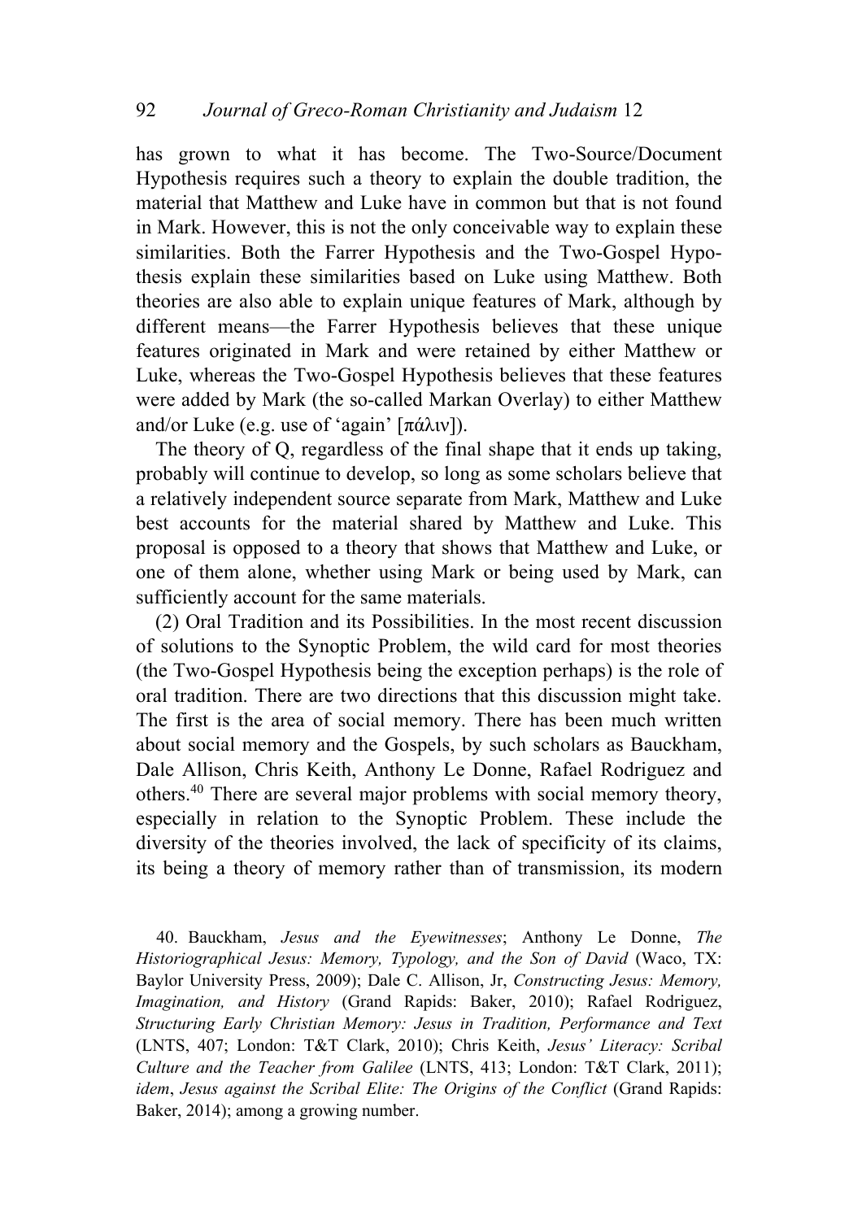has grown to what it has become. The Two-Source/Document Hypothesis requires such a theory to explain the double tradition, the material that Matthew and Luke have in common but that is not found in Mark. However, this is not the only conceivable way to explain these similarities. Both the Farrer Hypothesis and the Two-Gospel Hypothesis explain these similarities based on Luke using Matthew. Both theories are also able to explain unique features of Mark, although by different means—the Farrer Hypothesis believes that these unique features originated in Mark and were retained by either Matthew or Luke, whereas the Two-Gospel Hypothesis believes that these features were added by Mark (the so-called Markan Overlay) to either Matthew and/or Luke (e.g. use of 'again' [πάλιν]).

The theory of Q, regardless of the final shape that it ends up taking, probably will continue to develop, so long as some scholars believe that a relatively independent source separate from Mark, Matthew and Luke best accounts for the material shared by Matthew and Luke. This proposal is opposed to a theory that shows that Matthew and Luke, or one of them alone, whether using Mark or being used by Mark, can sufficiently account for the same materials.

(2) Oral Tradition and its Possibilities. In the most recent discussion of solutions to the Synoptic Problem, the wild card for most theories (the Two-Gospel Hypothesis being the exception perhaps) is the role of oral tradition. There are two directions that this discussion might take. The first is the area of social memory. There has been much written about social memory and the Gospels, by such scholars as Bauckham, Dale Allison, Chris Keith, Anthony Le Donne, Rafael Rodriguez and others.[40] There are several major problems with social memory theory, especially in relation to the Synoptic Problem. These include the diversity of the theories involved, the lack of specificity of its claims, its being a theory of memory rather than of transmission, its modern

40. Bauckham, *Jesus and the Eyewitnesses*; Anthony Le Donne, *The Historiographical Jesus: Memory, Typology, and the Son of David* (Waco, TX: Baylor University Press, 2009); Dale C. Allison, Jr, *Constructing Jesus: Memory, Imagination, and History* (Grand Rapids: Baker, 2010); Rafael Rodriguez, *Structuring Early Christian Memory: Jesus in Tradition, Performance and Text* (LNTS, 407; London: T&T Clark, 2010); Chris Keith, *Jesus' Literacy: Scribal Culture and the Teacher from Galilee* (LNTS, 413; London: T&T Clark, 2011); *idem*, *Jesus against the Scribal Elite: The Origins of the Conflict* (Grand Rapids: Baker, 2014); among a growing number.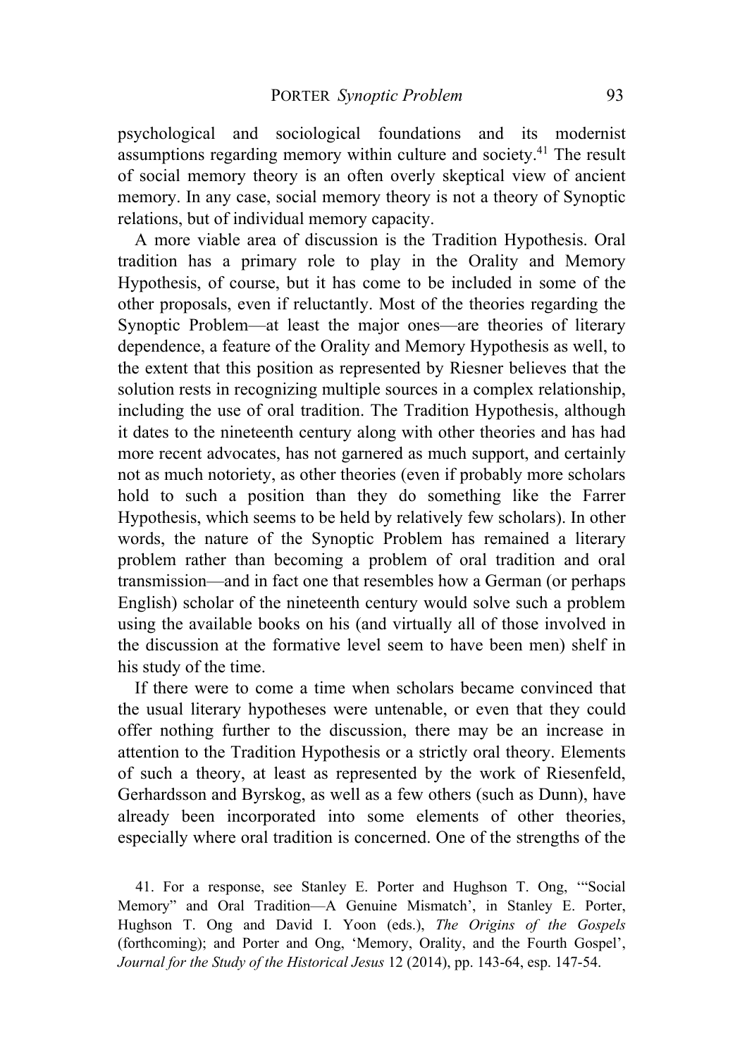psychological and sociological foundations and its modernist assumptions regarding memory within culture and society.[41] The result of social memory theory is an often overly skeptical view of ancient memory. In any case, social memory theory is not a theory of Synoptic relations, but of individual memory capacity.

A more viable area of discussion is the Tradition Hypothesis. Oral tradition has a primary role to play in the Orality and Memory Hypothesis, of course, but it has come to be included in some of the other proposals, even if reluctantly. Most of the theories regarding the Synoptic Problem—at least the major ones—are theories of literary dependence, a feature of the Orality and Memory Hypothesis as well, to the extent that this position as represented by Riesner believes that the solution rests in recognizing multiple sources in a complex relationship, including the use of oral tradition. The Tradition Hypothesis, although it dates to the nineteenth century along with other theories and has had more recent advocates, has not garnered as much support, and certainly not as much notoriety, as other theories (even if probably more scholars hold to such a position than they do something like the Farrer Hypothesis, which seems to be held by relatively few scholars). In other words, the nature of the Synoptic Problem has remained a literary problem rather than becoming a problem of oral tradition and oral transmission—and in fact one that resembles how a German (or perhaps English) scholar of the nineteenth century would solve such a problem using the available books on his (and virtually all of those involved in the discussion at the formative level seem to have been men) shelf in his study of the time.

If there were to come a time when scholars became convinced that the usual literary hypotheses were untenable, or even that they could offer nothing further to the discussion, there may be an increase in attention to the Tradition Hypothesis or a strictly oral theory. Elements of such a theory, at least as represented by the work of Riesenfeld, Gerhardsson and Byrskog, as well as a few others (such as Dunn), have already been incorporated into some elements of other theories, especially where oral tradition is concerned. One of the strengths of the

41. For a response, see Stanley E. Porter and Hughson T. Ong, '"Social Memory" and Oral Tradition—A Genuine Mismatch', in Stanley E. Porter, Hughson T. Ong and David I. Yoon (eds.), *The Origins of the Gospels* (forthcoming); and Porter and Ong, 'Memory, Orality, and the Fourth Gospel', *Journal for the Study of the Historical Jesus* 12 (2014), pp. 143-64, esp. 147-54.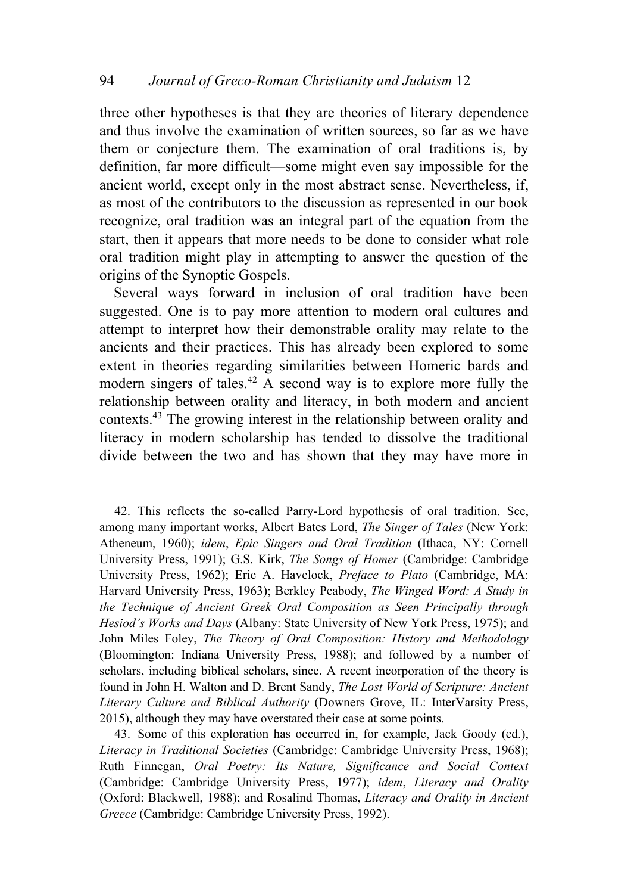three other hypotheses is that they are theories of literary dependence and thus involve the examination of written sources, so far as we have them or conjecture them. The examination of oral traditions is, by definition, far more difficult—some might even say impossible for the ancient world, except only in the most abstract sense. Nevertheless, if, as most of the contributors to the discussion as represented in our book recognize, oral tradition was an integral part of the equation from the start, then it appears that more needs to be done to consider what role oral tradition might play in attempting to answer the question of the origins of the Synoptic Gospels.

Several ways forward in inclusion of oral tradition have been suggested. One is to pay more attention to modern oral cultures and attempt to interpret how their demonstrable orality may relate to the ancients and their practices. This has already been explored to some extent in theories regarding similarities between Homeric bards and modern singers of tales.[42] A second way is to explore more fully the relationship between orality and literacy, in both modern and ancient contexts.[43] The growing interest in the relationship between orality and literacy in modern scholarship has tended to dissolve the traditional divide between the two and has shown that they may have more in

42. This reflects the so-called Parry-Lord hypothesis of oral tradition. See, among many important works, Albert Bates Lord, *The Singer of Tales* (New York: Atheneum, 1960); *idem*, *Epic Singers and Oral Tradition* (Ithaca, NY: Cornell University Press, 1991); G.S. Kirk, *The Songs of Homer* (Cambridge: Cambridge University Press, 1962); Eric A. Havelock, *Preface to Plato* (Cambridge, MA: Harvard University Press, 1963); Berkley Peabody, *The Winged Word: A Study in the Technique of Ancient Greek Oral Composition as Seen Principally through Hesiod's Works and Days* (Albany: State University of New York Press, 1975); and John Miles Foley, *The Theory of Oral Composition: History and Methodology* (Bloomington: Indiana University Press, 1988); and followed by a number of scholars, including biblical scholars, since. A recent incorporation of the theory is found in John H. Walton and D. Brent Sandy, *The Lost World of Scripture: Ancient Literary Culture and Biblical Authority* (Downers Grove, IL: InterVarsity Press, 2015), although they may have overstated their case at some points.

43. Some of this exploration has occurred in, for example, Jack Goody (ed.), *Literacy in Traditional Societies* (Cambridge: Cambridge University Press, 1968); Ruth Finnegan, *Oral Poetry: Its Nature, Significance and Social Context* (Cambridge: Cambridge University Press, 1977); *idem*, *Literacy and Orality* (Oxford: Blackwell, 1988); and Rosalind Thomas, *Literacy and Orality in Ancient Greece* (Cambridge: Cambridge University Press, 1992).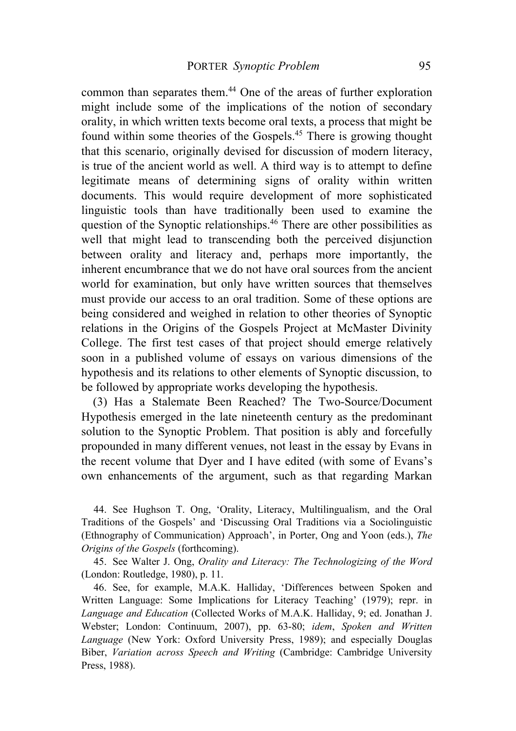common than separates them.[44] One of the areas of further exploration might include some of the implications of the notion of secondary orality, in which written texts become oral texts, a process that might be found within some theories of the Gospels.[45] There is growing thought that this scenario, originally devised for discussion of modern literacy, is true of the ancient world as well. A third way is to attempt to define legitimate means of determining signs of orality within written documents. This would require development of more sophisticated linguistic tools than have traditionally been used to examine the question of the Synoptic relationships.[46] There are other possibilities as well that might lead to transcending both the perceived disjunction between orality and literacy and, perhaps more importantly, the inherent encumbrance that we do not have oral sources from the ancient world for examination, but only have written sources that themselves must provide our access to an oral tradition. Some of these options are being considered and weighed in relation to other theories of Synoptic relations in the Origins of the Gospels Project at McMaster Divinity College. The first test cases of that project should emerge relatively soon in a published volume of essays on various dimensions of the hypothesis and its relations to other elements of Synoptic discussion, to be followed by appropriate works developing the hypothesis.

(3) Has a Stalemate Been Reached? The Two-Source/Document Hypothesis emerged in the late nineteenth century as the predominant solution to the Synoptic Problem. That position is ably and forcefully propounded in many different venues, not least in the essay by Evans in the recent volume that Dyer and I have edited (with some of Evans's own enhancements of the argument, such as that regarding Markan

44. See Hughson T. Ong, 'Orality, Literacy, Multilingualism, and the Oral Traditions of the Gospels' and 'Discussing Oral Traditions via a Sociolinguistic (Ethnography of Communication) Approach', in Porter, Ong and Yoon (eds.), *The Origins of the Gospels* (forthcoming).

45. See Walter J. Ong, *Orality and Literacy: The Technologizing of the Word* (London: Routledge, 1980), p. 11.

46. See, for example, M.A.K. Halliday, 'Differences between Spoken and Written Language: Some Implications for Literacy Teaching' (1979); repr. in *Language and Education* (Collected Works of M.A.K. Halliday, 9; ed. Jonathan J. Webster; London: Continuum, 2007), pp. 63-80; *idem*, *Spoken and Written Language* (New York: Oxford University Press, 1989); and especially Douglas Biber, *Variation across Speech and Writing* (Cambridge: Cambridge University Press, 1988).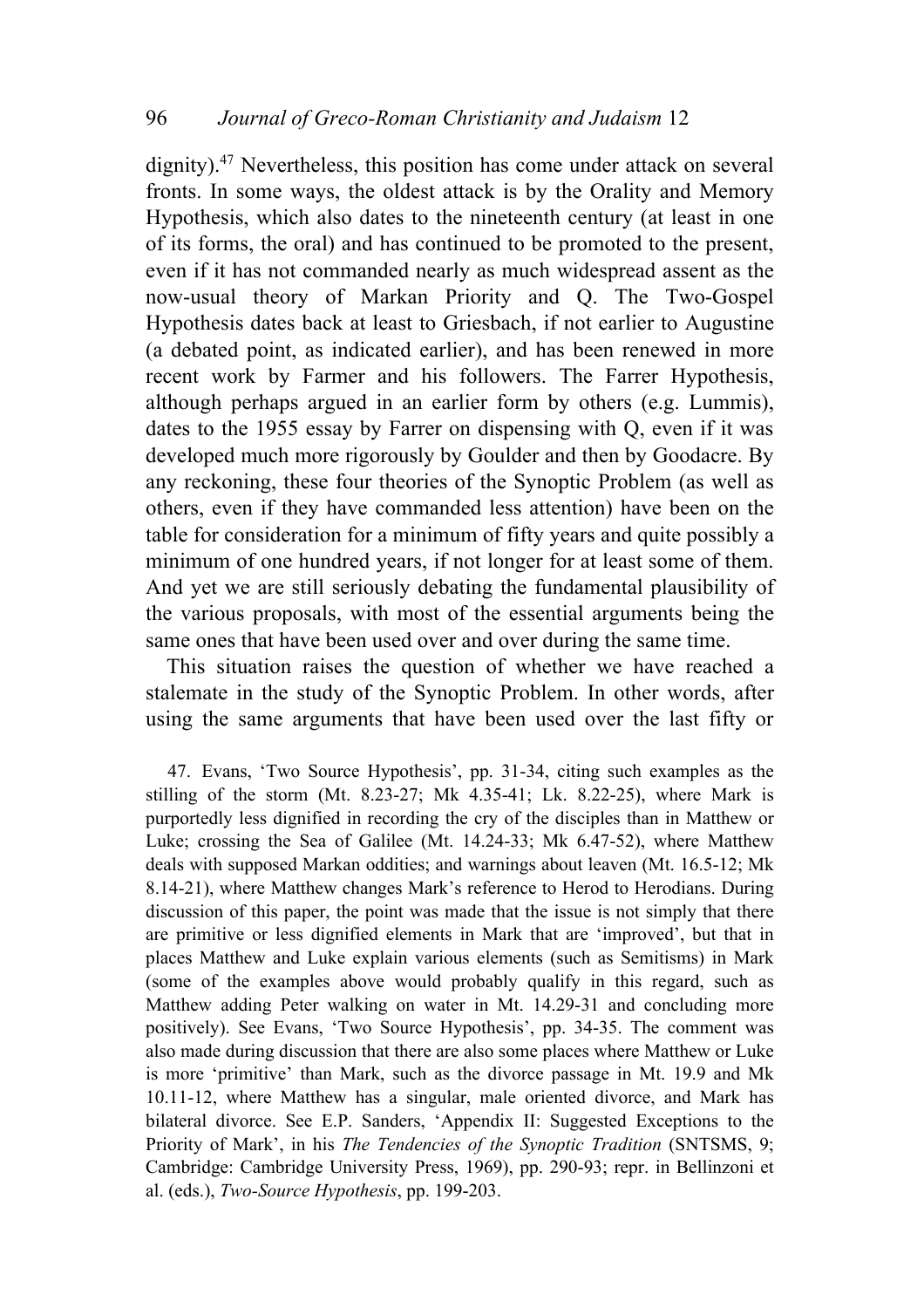dignity).[47] Nevertheless, this position has come under attack on several fronts. In some ways, the oldest attack is by the Orality and Memory Hypothesis, which also dates to the nineteenth century (at least in one of its forms, the oral) and has continued to be promoted to the present, even if it has not commanded nearly as much widespread assent as the now-usual theory of Markan Priority and Q. The Two-Gospel Hypothesis dates back at least to Griesbach, if not earlier to Augustine (a debated point, as indicated earlier), and has been renewed in more recent work by Farmer and his followers. The Farrer Hypothesis, although perhaps argued in an earlier form by others (e.g. Lummis), dates to the 1955 essay by Farrer on dispensing with Q, even if it was developed much more rigorously by Goulder and then by Goodacre. By any reckoning, these four theories of the Synoptic Problem (as well as others, even if they have commanded less attention) have been on the table for consideration for a minimum of fifty years and quite possibly a minimum of one hundred years, if not longer for at least some of them. And yet we are still seriously debating the fundamental plausibility of the various proposals, with most of the essential arguments being the same ones that have been used over and over during the same time.

This situation raises the question of whether we have reached a stalemate in the study of the Synoptic Problem. In other words, after using the same arguments that have been used over the last fifty or

47. Evans, 'Two Source Hypothesis', pp. 31-34, citing such examples as the stilling of the storm (Mt. 8.23-27; Mk 4.35-41; Lk. 8.22-25), where Mark is purportedly less dignified in recording the cry of the disciples than in Matthew or Luke; crossing the Sea of Galilee (Mt. 14.24-33; Mk 6.47-52), where Matthew deals with supposed Markan oddities; and warnings about leaven (Mt. 16.5-12; Mk 8.14-21), where Matthew changes Mark's reference to Herod to Herodians. During discussion of this paper, the point was made that the issue is not simply that there are primitive or less dignified elements in Mark that are 'improved', but that in places Matthew and Luke explain various elements (such as Semitisms) in Mark (some of the examples above would probably qualify in this regard, such as Matthew adding Peter walking on water in Mt. 14.29-31 and concluding more positively). See Evans, 'Two Source Hypothesis', pp. 34-35. The comment was also made during discussion that there are also some places where Matthew or Luke is more 'primitive' than Mark, such as the divorce passage in Mt. 19.9 and Mk 10.11-12, where Matthew has a singular, male oriented divorce, and Mark has bilateral divorce. See E.P. Sanders, 'Appendix II: Suggested Exceptions to the Priority of Mark', in his *The Tendencies of the Synoptic Tradition* (SNTSMS, 9; Cambridge: Cambridge University Press, 1969), pp. 290-93; repr. in Bellinzoni et al. (eds.), *Two-Source Hypothesis*, pp. 199-203.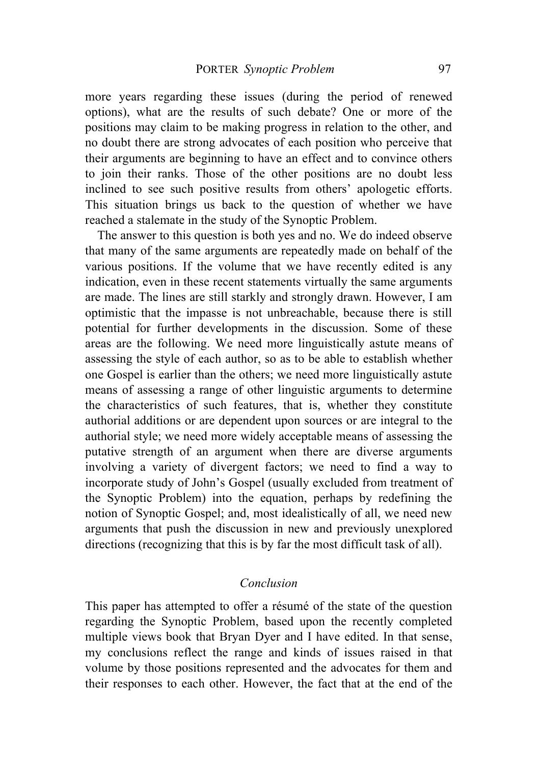more years regarding these issues (during the period of renewed options), what are the results of such debate? One or more of the positions may claim to be making progress in relation to the other, and no doubt there are strong advocates of each position who perceive that their arguments are beginning to have an effect and to convince others to join their ranks. Those of the other positions are no doubt less inclined to see such positive results from others' apologetic efforts. This situation brings us back to the question of whether we have reached a stalemate in the study of the Synoptic Problem.

The answer to this question is both yes and no. We do indeed observe that many of the same arguments are repeatedly made on behalf of the various positions. If the volume that we have recently edited is any indication, even in these recent statements virtually the same arguments are made. The lines are still starkly and strongly drawn. However, I am optimistic that the impasse is not unbreachable, because there is still potential for further developments in the discussion. Some of these areas are the following. We need more linguistically astute means of assessing the style of each author, so as to be able to establish whether one Gospel is earlier than the others; we need more linguistically astute means of assessing a range of other linguistic arguments to determine the characteristics of such features, that is, whether they constitute authorial additions or are dependent upon sources or are integral to the authorial style; we need more widely acceptable means of assessing the putative strength of an argument when there are diverse arguments involving a variety of divergent factors; we need to find a way to incorporate study of John's Gospel (usually excluded from treatment of the Synoptic Problem) into the equation, perhaps by redefining the notion of Synoptic Gospel; and, most idealistically of all, we need new arguments that push the discussion in new and previously unexplored directions (recognizing that this is by far the most difficult task of all).

## *Conclusion*

This paper has attempted to offer a résumé of the state of the question regarding the Synoptic Problem, based upon the recently completed multiple views book that Bryan Dyer and I have edited. In that sense, my conclusions reflect the range and kinds of issues raised in that volume by those positions represented and the advocates for them and their responses to each other. However, the fact that at the end of the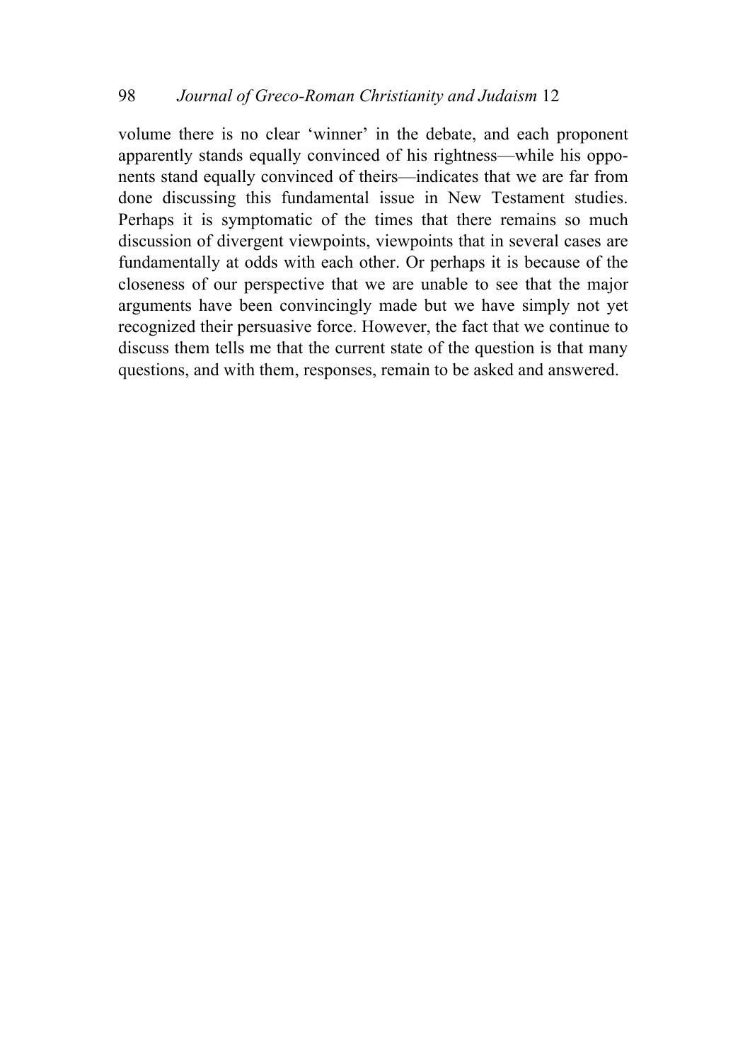volume there is no clear 'winner' in the debate, and each proponent apparently stands equally convinced of his rightness—while his opponents stand equally convinced of theirs—indicates that we are far from done discussing this fundamental issue in New Testament studies. Perhaps it is symptomatic of the times that there remains so much discussion of divergent viewpoints, viewpoints that in several cases are fundamentally at odds with each other. Or perhaps it is because of the closeness of our perspective that we are unable to see that the major arguments have been convincingly made but we have simply not yet recognized their persuasive force. However, the fact that we continue to discuss them tells me that the current state of the question is that many questions, and with them, responses, remain to be asked and answered.